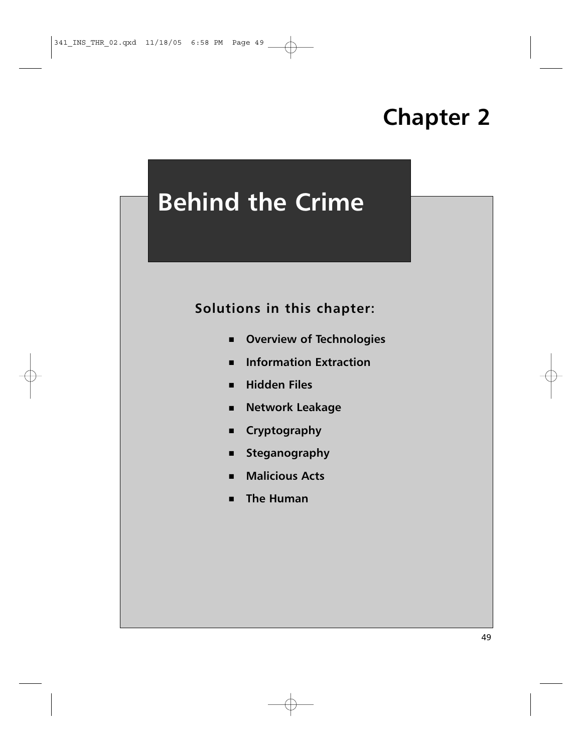# Chapter 2

# Behind the Crime

## Solutions in this chapter:

- **Overview of Technologies**
- **Information Extraction**
- **Hidden Files**
- **Network Leakage**
- **Cryptography**
- **Steganography**
- **Malicious Acts**
- **The Human**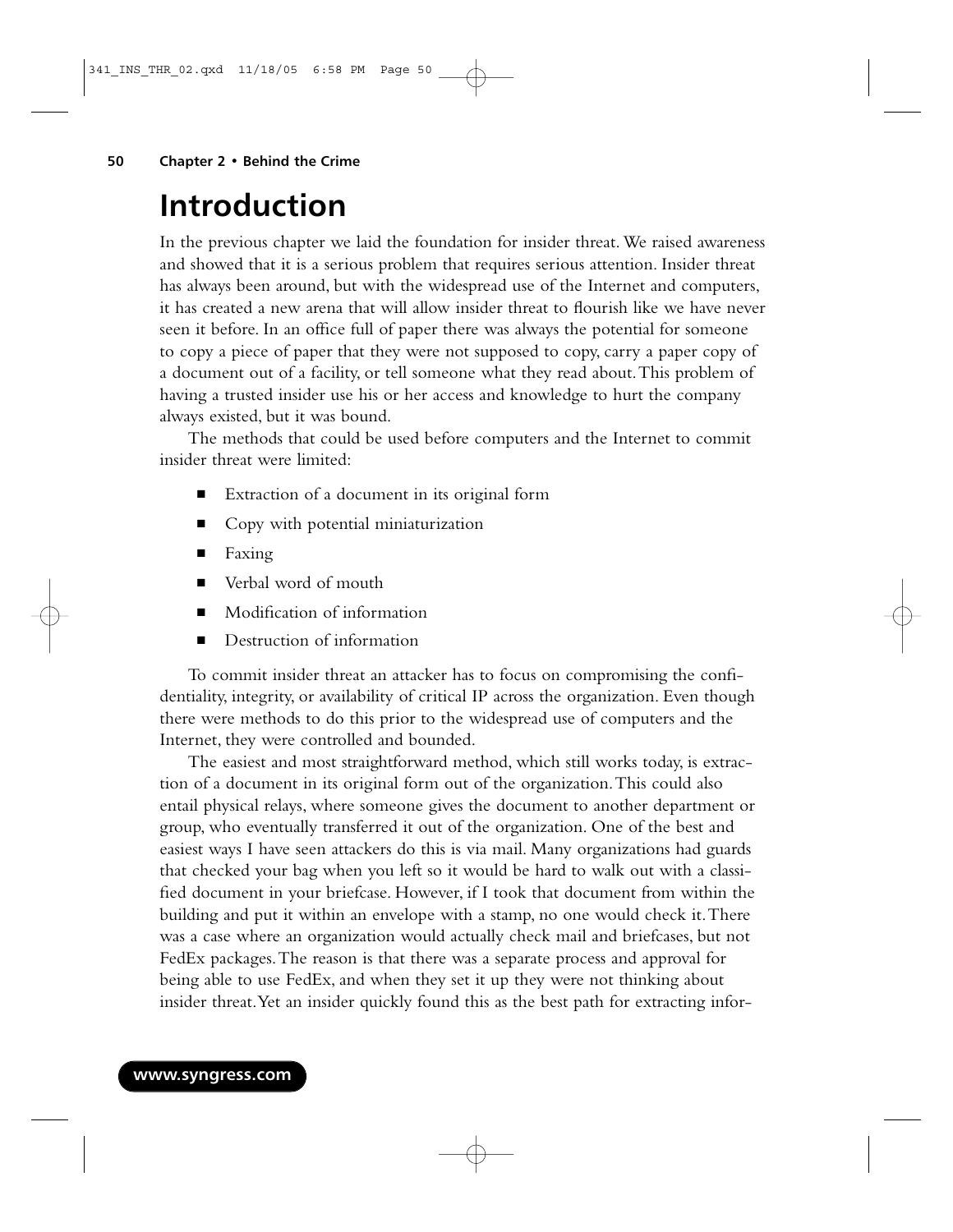# Introduction

In the previous chapter we laid the foundation for insider threat. We raised awareness and showed that it is a serious problem that requires serious attention. Insider threat has always been around, but with the widespread use of the Internet and computers, it has created a new arena that will allow insider threat to flourish like we have never seen it before. In an office full of paper there was always the potential for someone to copy a piece of paper that they were not supposed to copy, carry a paper copy of a document out of a facility, or tell someone what they read about. This problem of having a trusted insider use his or her access and knowledge to hurt the company always existed, but it was bound.

The methods that could be used before computers and the Internet to commit insider threat were limited:

- Extraction of a document in its original form
- Copy with potential miniaturization
- Faxing
- Verbal word of mouth
- Modification of information
- Destruction of information

To commit insider threat an attacker has to focus on compromising the confidentiality, integrity, or availability of critical IP across the organization. Even though there were methods to do this prior to the widespread use of computers and the Internet, they were controlled and bounded.

The easiest and most straightforward method, which still works today, is extraction of a document in its original form out of the organization. This could also entail physical relays, where someone gives the document to another department or group, who eventually transferred it out of the organization. One of the best and easiest ways I have seen attackers do this is via mail. Many organizations had guards that checked your bag when you left so it would be hard to walk out with a classified document in your briefcase. However, if I took that document from within the building and put it within an envelope with a stamp, no one would check it. There was a case where an organization would actually check mail and briefcases, but not FedEx packages. The reason is that there was a separate process and approval for being able to use FedEx, and when they set it up they were not thinking about insider threat. Yet an insider quickly found this as the best path for extracting infor-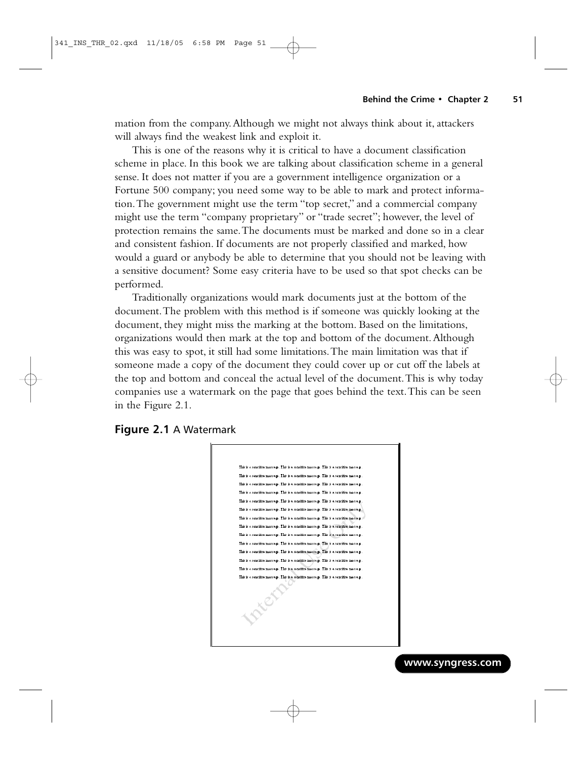mation from the company. Although we might not always think about it, attackers will always find the weakest link and exploit it.

This is one of the reasons why it is critical to have a document classification scheme in place. In this book we are talking about classification scheme in a general sense. It does not matter if you are a government intelligence organization or a Fortune 500 company; you need some way to be able to mark and protect information. The government might use the term "top secret," and a commercial company might use the term "company proprietary" or "trade secret"; however, the level of protection remains the same. The documents must be marked and done so in a clear and consistent fashion. If documents are not properly classified and marked, how would a guard or anybody be able to determine that you should not be leaving with a sensitive document? Some easy criteria have to be used so that spot checks can be performed.

Traditionally organizations would mark documents just at the bottom of the document. The problem with this method is if someone was quickly looking at the document, they might miss the marking at the bottom. Based on the limitations, organizations would then mark at the top and bottom of the document. Although this was easy to spot, it still had some limitations. The main limitation was that if someone made a copy of the document they could cover up or cut off the labels at the top and bottom and conceal the actual level of the document. This is why today companies use a watermark on the page that goes behind the text. This can be seen in the Figure 2.1.

**Figure 2.1** A Watermark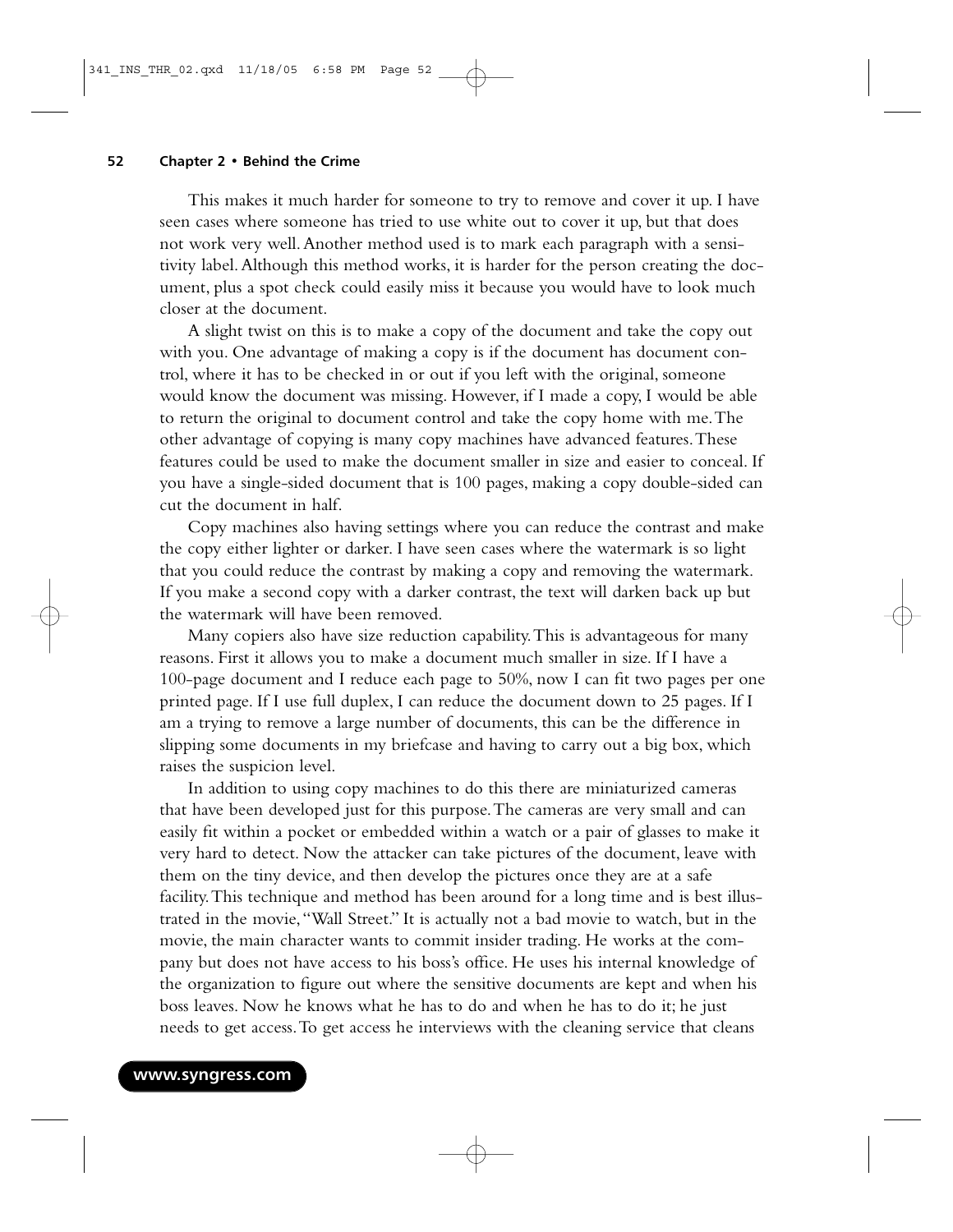This makes it much harder for someone to try to remove and cover it up. I have seen cases where someone has tried to use white out to cover it up, but that does not work very well. Another method used is to mark each paragraph with a sensitivity label. Although this method works, it is harder for the person creating the document, plus a spot check could easily miss it because you would have to look much closer at the document.

A slight twist on this is to make a copy of the document and take the copy out with you. One advantage of making a copy is if the document has document control, where it has to be checked in or out if you left with the original, someone would know the document was missing. However, if I made a copy, I would be able to return the original to document control and take the copy home with me. The other advantage of copying is many copy machines have advanced features. These features could be used to make the document smaller in size and easier to conceal. If you have a single-sided document that is 100 pages, making a copy double-sided can cut the document in half.

Copy machines also having settings where you can reduce the contrast and make the copy either lighter or darker. I have seen cases where the watermark is so light that you could reduce the contrast by making a copy and removing the watermark. If you make a second copy with a darker contrast, the text will darken back up but the watermark will have been removed.

Many copiers also have size reduction capability. This is advantageous for many reasons. First it allows you to make a document much smaller in size. If I have a 100-page document and I reduce each page to 50%, now I can fit two pages per one printed page. If I use full duplex, I can reduce the document down to 25 pages. If I am a trying to remove a large number of documents, this can be the difference in slipping some documents in my briefcase and having to carry out a big box, which raises the suspicion level.

In addition to using copy machines to do this there are miniaturized cameras that have been developed just for this purpose. The cameras are very small and can easily fit within a pocket or embedded within a watch or a pair of glasses to make it very hard to detect. Now the attacker can take pictures of the document, leave with them on the tiny device, and then develop the pictures once they are at a safe facility. This technique and method has been around for a long time and is best illustrated in the movie, "Wall Street." It is actually not a bad movie to watch, but in the movie, the main character wants to commit insider trading. He works at the company but does not have access to his boss's office. He uses his internal knowledge of the organization to figure out where the sensitive documents are kept and when his boss leaves. Now he knows what he has to do and when he has to do it; he just needs to get access. To get access he interviews with the cleaning service that cleans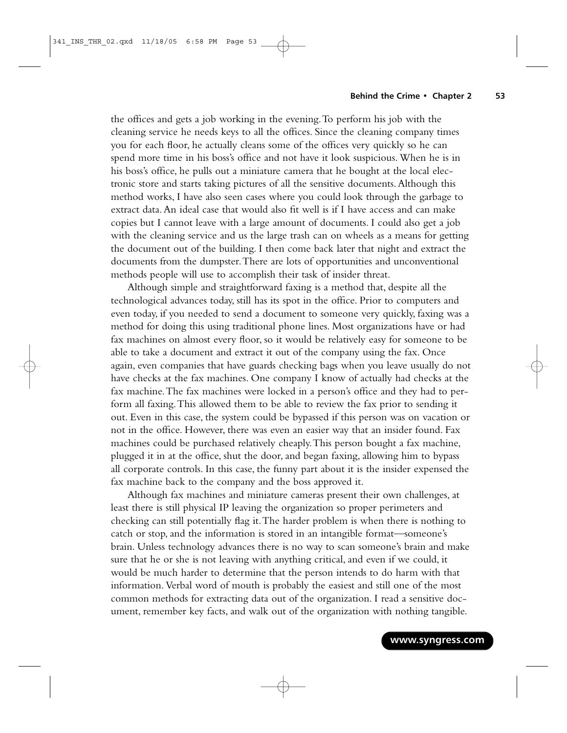the offices and gets a job working in the evening. To perform his job with the cleaning service he needs keys to all the offices. Since the cleaning company times you for each floor, he actually cleans some of the offices very quickly so he can spend more time in his boss's office and not have it look suspicious. When he is in his boss's office, he pulls out a miniature camera that he bought at the local electronic store and starts taking pictures of all the sensitive documents. Although this method works, I have also seen cases where you could look through the garbage to extract data. An ideal case that would also fit well is if I have access and can make copies but I cannot leave with a large amount of documents. I could also get a job with the cleaning service and us the large trash can on wheels as a means for getting the document out of the building. I then come back later that night and extract the documents from the dumpster. There are lots of opportunities and unconventional methods people will use to accomplish their task of insider threat.

Although simple and straightforward faxing is a method that, despite all the technological advances today, still has its spot in the office. Prior to computers and even today, if you needed to send a document to someone very quickly, faxing was a method for doing this using traditional phone lines. Most organizations have or had fax machines on almost every floor, so it would be relatively easy for someone to be able to take a document and extract it out of the company using the fax. Once again, even companies that have guards checking bags when you leave usually do not have checks at the fax machines. One company I know of actually had checks at the fax machine. The fax machines were locked in a person's office and they had to perform all faxing. This allowed them to be able to review the fax prior to sending it out. Even in this case, the system could be bypassed if this person was on vacation or not in the office. However, there was even an easier way that an insider found. Fax machines could be purchased relatively cheaply. This person bought a fax machine, plugged it in at the office, shut the door, and began faxing, allowing him to bypass all corporate controls. In this case, the funny part about it is the insider expensed the fax machine back to the company and the boss approved it.

Although fax machines and miniature cameras present their own challenges, at least there is still physical IP leaving the organization so proper perimeters and checking can still potentially flag it. The harder problem is when there is nothing to catch or stop, and the information is stored in an intangible format—someone's brain. Unless technology advances there is no way to scan someone's brain and make sure that he or she is not leaving with anything critical, and even if we could, it would be much harder to determine that the person intends to do harm with that information. Verbal word of mouth is probably the easiest and still one of the most common methods for extracting data out of the organization. I read a sensitive document, remember key facts, and walk out of the organization with nothing tangible.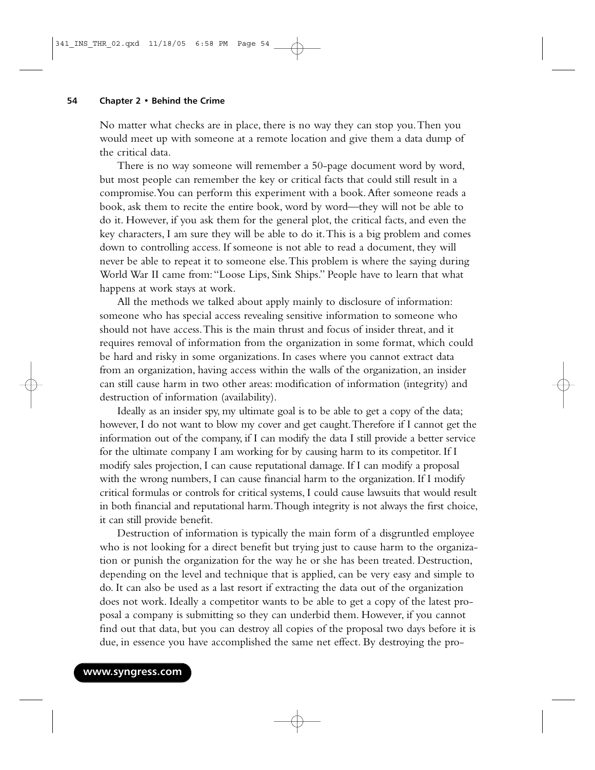No matter what checks are in place, there is no way they can stop you. Then you would meet up with someone at a remote location and give them a data dump of the critical data.

There is no way someone will remember a 50-page document word by word, but most people can remember the key or critical facts that could still result in a compromise. You can perform this experiment with a book. After someone reads a book, ask them to recite the entire book, word by word—they will not be able to do it. However, if you ask them for the general plot, the critical facts, and even the key characters, I am sure they will be able to do it. This is a big problem and comes down to controlling access. If someone is not able to read a document, they will never be able to repeat it to someone else. This problem is where the saying during World War II came from: "Loose Lips, Sink Ships." People have to learn that what happens at work stays at work.

All the methods we talked about apply mainly to disclosure of information: someone who has special access revealing sensitive information to someone who should not have access. This is the main thrust and focus of insider threat, and it requires removal of information from the organization in some format, which could be hard and risky in some organizations. In cases where you cannot extract data from an organization, having access within the walls of the organization, an insider can still cause harm in two other areas: modification of information (integrity) and destruction of information (availability).

Ideally as an insider spy, my ultimate goal is to be able to get a copy of the data; however, I do not want to blow my cover and get caught. Therefore if I cannot get the information out of the company, if I can modify the data I still provide a better service for the ultimate company I am working for by causing harm to its competitor. If I modify sales projection, I can cause reputational damage. If I can modify a proposal with the wrong numbers, I can cause financial harm to the organization. If I modify critical formulas or controls for critical systems, I could cause lawsuits that would result in both financial and reputational harm. Though integrity is not always the first choice, it can still provide benefit.

Destruction of information is typically the main form of a disgruntled employee who is not looking for a direct benefit but trying just to cause harm to the organization or punish the organization for the way he or she has been treated. Destruction, depending on the level and technique that is applied, can be very easy and simple to do. It can also be used as a last resort if extracting the data out of the organization does not work. Ideally a competitor wants to be able to get a copy of the latest proposal a company is submitting so they can underbid them. However, if you cannot find out that data, but you can destroy all copies of the proposal two days before it is due, in essence you have accomplished the same net effect. By destroying the pro-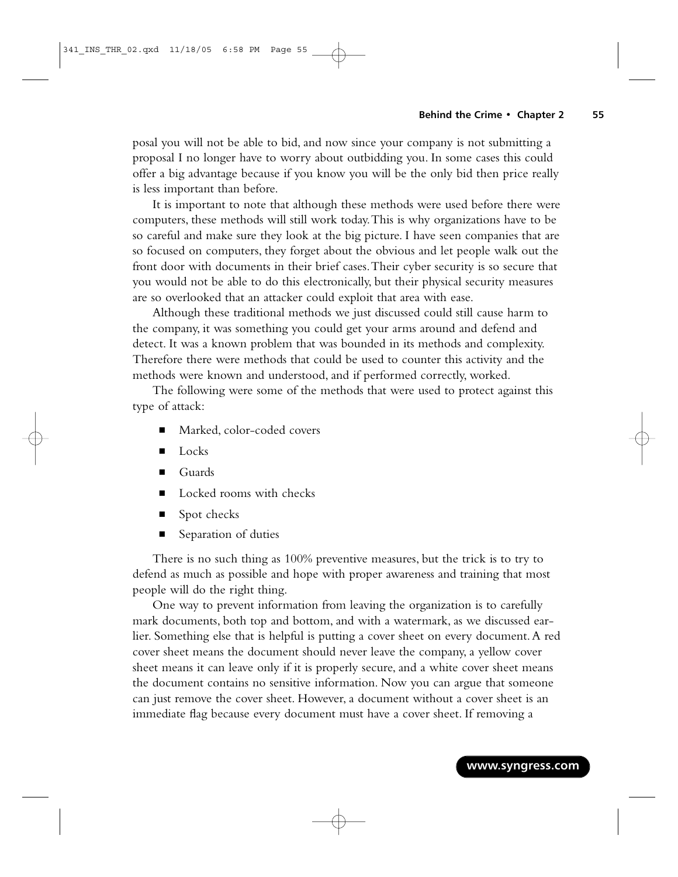posal you will not be able to bid, and now since your company is not submitting a proposal I no longer have to worry about outbidding you. In some cases this could offer a big advantage because if you know you will be the only bid then price really is less important than before.

It is important to note that although these methods were used before there were computers, these methods will still work today. This is why organizations have to be so careful and make sure they look at the big picture. I have seen companies that are so focused on computers, they forget about the obvious and let people walk out the front door with documents in their brief cases. Their cyber security is so secure that you would not be able to do this electronically, but their physical security measures are so overlooked that an attacker could exploit that area with ease.

Although these traditional methods we just discussed could still cause harm to the company, it was something you could get your arms around and defend and detect. It was a known problem that was bounded in its methods and complexity. Therefore there were methods that could be used to counter this activity and the methods were known and understood, and if performed correctly, worked.

The following were some of the methods that were used to protect against this type of attack:

- Marked, color-coded covers
- Locks
- Guards
- Locked rooms with checks
- Spot checks
- Separation of duties

There is no such thing as 100% preventive measures, but the trick is to try to defend as much as possible and hope with proper awareness and training that most people will do the right thing.

One way to prevent information from leaving the organization is to carefully mark documents, both top and bottom, and with a watermark, as we discussed earlier. Something else that is helpful is putting a cover sheet on every document. A red cover sheet means the document should never leave the company, a yellow cover sheet means it can leave only if it is properly secure, and a white cover sheet means the document contains no sensitive information. Now you can argue that someone can just remove the cover sheet. However, a document without a cover sheet is an immediate flag because every document must have a cover sheet. If removing a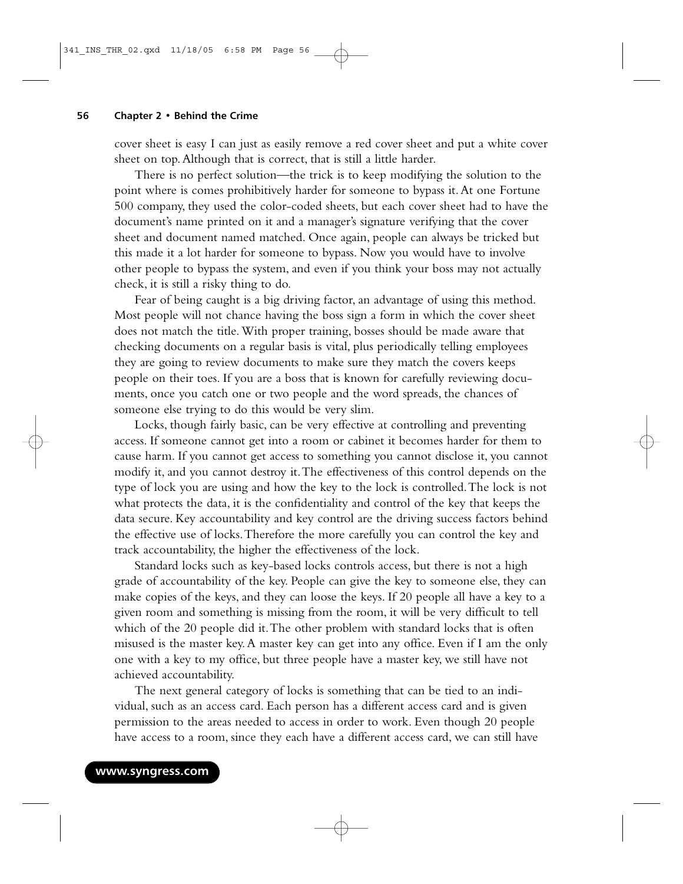cover sheet is easy I can just as easily remove a red cover sheet and put a white cover sheet on top. Although that is correct, that is still a little harder.

There is no perfect solution—the trick is to keep modifying the solution to the point where is comes prohibitively harder for someone to bypass it. At one Fortune 500 company, they used the color-coded sheets, but each cover sheet had to have the document's name printed on it and a manager's signature verifying that the cover sheet and document named matched. Once again, people can always be tricked but this made it a lot harder for someone to bypass. Now you would have to involve other people to bypass the system, and even if you think your boss may not actually check, it is still a risky thing to do.

Fear of being caught is a big driving factor, an advantage of using this method. Most people will not chance having the boss sign a form in which the cover sheet does not match the title. With proper training, bosses should be made aware that checking documents on a regular basis is vital, plus periodically telling employees they are going to review documents to make sure they match the covers keeps people on their toes. If you are a boss that is known for carefully reviewing documents, once you catch one or two people and the word spreads, the chances of someone else trying to do this would be very slim.

Locks, though fairly basic, can be very effective at controlling and preventing access. If someone cannot get into a room or cabinet it becomes harder for them to cause harm. If you cannot get access to something you cannot disclose it, you cannot modify it, and you cannot destroy it. The effectiveness of this control depends on the type of lock you are using and how the key to the lock is controlled. The lock is not what protects the data, it is the confidentiality and control of the key that keeps the data secure. Key accountability and key control are the driving success factors behind the effective use of locks. Therefore the more carefully you can control the key and track accountability, the higher the effectiveness of the lock.

Standard locks such as key-based locks controls access, but there is not a high grade of accountability of the key. People can give the key to someone else, they can make copies of the keys, and they can loose the keys. If 20 people all have a key to a given room and something is missing from the room, it will be very difficult to tell which of the 20 people did it. The other problem with standard locks that is often misused is the master key. A master key can get into any office. Even if I am the only one with a key to my office, but three people have a master key, we still have not achieved accountability.

The next general category of locks is something that can be tied to an individual, such as an access card. Each person has a different access card and is given permission to the areas needed to access in order to work. Even though 20 people have access to a room, since they each have a different access card, we can still have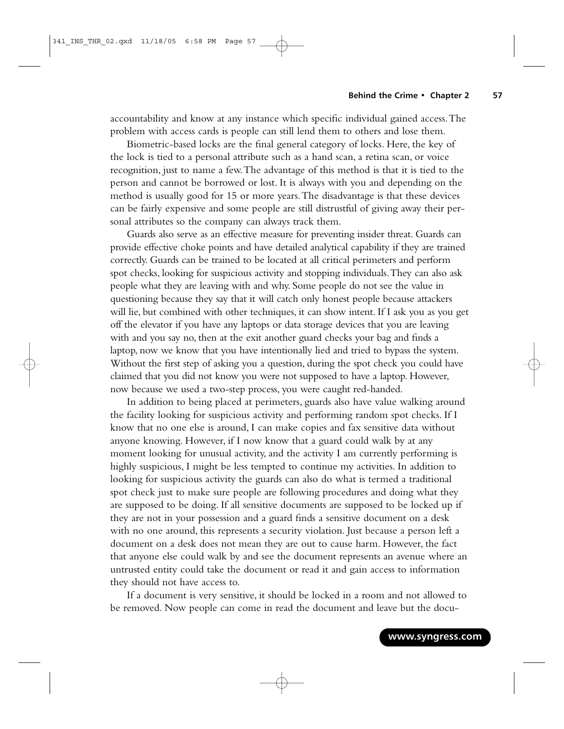accountability and know at any instance which specific individual gained access. The problem with access cards is people can still lend them to others and lose them.

Biometric-based locks are the final general category of locks. Here, the key of the lock is tied to a personal attribute such as a hand scan, a retina scan, or voice recognition, just to name a few. The advantage of this method is that it is tied to the person and cannot be borrowed or lost. It is always with you and depending on the method is usually good for 15 or more years. The disadvantage is that these devices can be fairly expensive and some people are still distrustful of giving away their personal attributes so the company can always track them.

Guards also serve as an effective measure for preventing insider threat. Guards can provide effective choke points and have detailed analytical capability if they are trained correctly. Guards can be trained to be located at all critical perimeters and perform spot checks, looking for suspicious activity and stopping individuals. They can also ask people what they are leaving with and why. Some people do not see the value in questioning because they say that it will catch only honest people because attackers will lie, but combined with other techniques, it can show intent. If I ask you as you get off the elevator if you have any laptops or data storage devices that you are leaving with and you say no, then at the exit another guard checks your bag and finds a laptop, now we know that you have intentionally lied and tried to bypass the system. Without the first step of asking you a question, during the spot check you could have claimed that you did not know you were not supposed to have a laptop. However, now because we used a two-step process, you were caught red-handed.

In addition to being placed at perimeters, guards also have value walking around the facility looking for suspicious activity and performing random spot checks. If I know that no one else is around, I can make copies and fax sensitive data without anyone knowing. However, if I now know that a guard could walk by at any moment looking for unusual activity, and the activity I am currently performing is highly suspicious, I might be less tempted to continue my activities. In addition to looking for suspicious activity the guards can also do what is termed a traditional spot check just to make sure people are following procedures and doing what they are supposed to be doing. If all sensitive documents are supposed to be locked up if they are not in your possession and a guard finds a sensitive document on a desk with no one around, this represents a security violation. Just because a person left a document on a desk does not mean they are out to cause harm. However, the fact that anyone else could walk by and see the document represents an avenue where an untrusted entity could take the document or read it and gain access to information they should not have access to.

If a document is very sensitive, it should be locked in a room and not allowed to be removed. Now people can come in read the document and leave but the docu-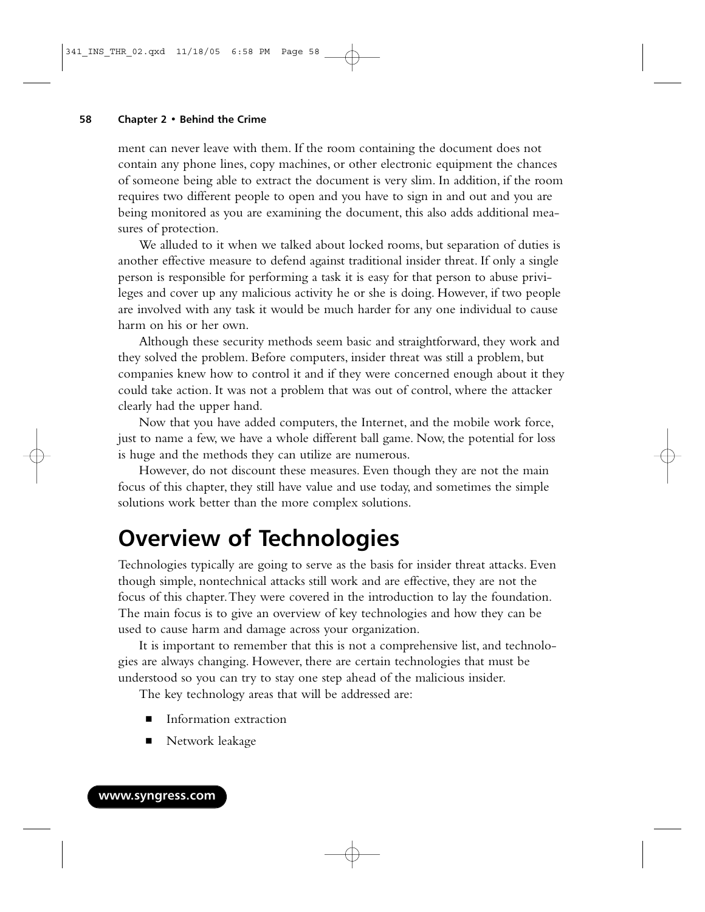ment can never leave with them. If the room containing the document does not contain any phone lines, copy machines, or other electronic equipment the chances of someone being able to extract the document is very slim. In addition, if the room requires two different people to open and you have to sign in and out and you are being monitored as you are examining the document, this also adds additional measures of protection.

We alluded to it when we talked about locked rooms, but separation of duties is another effective measure to defend against traditional insider threat. If only a single person is responsible for performing a task it is easy for that person to abuse privileges and cover up any malicious activity he or she is doing. However, if two people are involved with any task it would be much harder for any one individual to cause harm on his or her own.

Although these security methods seem basic and straightforward, they work and they solved the problem. Before computers, insider threat was still a problem, but companies knew how to control it and if they were concerned enough about it they could take action. It was not a problem that was out of control, where the attacker clearly had the upper hand.

Now that you have added computers, the Internet, and the mobile work force, just to name a few, we have a whole different ball game. Now, the potential for loss is huge and the methods they can utilize are numerous.

However, do not discount these measures. Even though they are not the main focus of this chapter, they still have value and use today, and sometimes the simple solutions work better than the more complex solutions.

# Overview of Technologies

Technologies typically are going to serve as the basis for insider threat attacks. Even though simple, nontechnical attacks still work and are effective, they are not the focus of this chapter. They were covered in the introduction to lay the foundation. The main focus is to give an overview of key technologies and how they can be used to cause harm and damage across your organization.

It is important to remember that this is not a comprehensive list, and technologies are always changing. However, there are certain technologies that must be understood so you can try to stay one step ahead of the malicious insider.

The key technology areas that will be addressed are:

- Information extraction
- Network leakage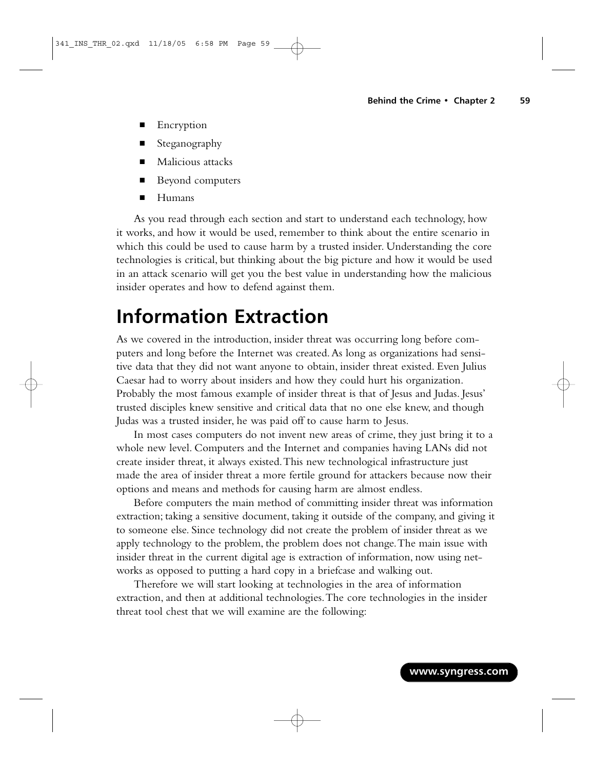- Encryption
- Steganography
- Malicious attacks
- Beyond computers
- Humans

As you read through each section and start to understand each technology, how it works, and how it would be used, remember to think about the entire scenario in which this could be used to cause harm by a trusted insider. Understanding the core technologies is critical, but thinking about the big picture and how it would be used in an attack scenario will get you the best value in understanding how the malicious insider operates and how to defend against them.

# Information Extraction

As we covered in the introduction, insider threat was occurring long before computers and long before the Internet was created. As long as organizations had sensitive data that they did not want anyone to obtain, insider threat existed. Even Julius Caesar had to worry about insiders and how they could hurt his organization. Probably the most famous example of insider threat is that of Jesus and Judas. Jesus' trusted disciples knew sensitive and critical data that no one else knew, and though Judas was a trusted insider, he was paid off to cause harm to Jesus.

In most cases computers do not invent new areas of crime, they just bring it to a whole new level. Computers and the Internet and companies having LANs did not create insider threat, it always existed. This new technological infrastructure just made the area of insider threat a more fertile ground for attackers because now their options and means and methods for causing harm are almost endless.

Before computers the main method of committing insider threat was information extraction; taking a sensitive document, taking it outside of the company, and giving it to someone else. Since technology did not create the problem of insider threat as we apply technology to the problem, the problem does not change. The main issue with insider threat in the current digital age is extraction of information, now using networks as opposed to putting a hard copy in a briefcase and walking out.

Therefore we will start looking at technologies in the area of information extraction, and then at additional technologies. The core technologies in the insider threat tool chest that we will examine are the following: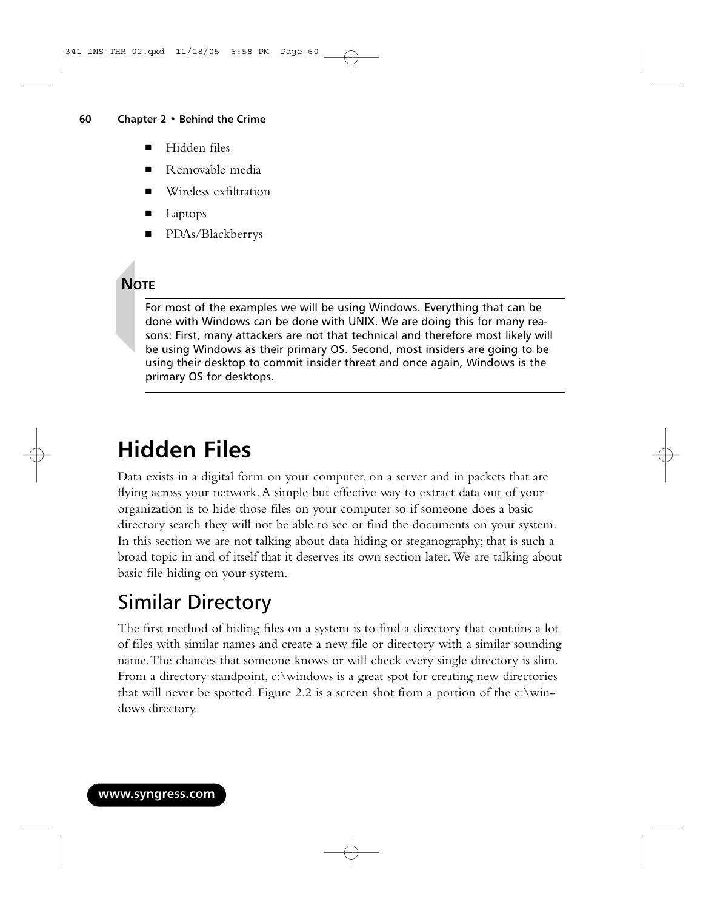- Hidden files
- Removable media
- Wireless exfiltration
- Laptops
- PDAs/Blackberrys

**NOTE**

For most of the examples we will be using Windows. Everything that can be done with Windows can be done with UNIX. We are doing this for many reasons: First, many attackers are not that technical and therefore most likely will be using Windows as their primary OS. Second, most insiders are going to be using their desktop to commit insider threat and once again, Windows is the primary OS for desktops.

# Hidden Files

Data exists in a digital form on your computer, on a server and in packets that are flying across your network. A simple but effective way to extract data out of your organization is to hide those files on your computer so if someone does a basic directory search they will not be able to see or find the documents on your system. In this section we are not talking about data hiding or steganography; that is such a broad topic in and of itself that it deserves its own section later. We are talking about basic file hiding on your system.

## Similar Directory

The first method of hiding files on a system is to find a directory that contains a lot of files with similar names and create a new file or directory with a similar sounding name. The chances that someone knows or will check every single directory is slim. From a directory standpoint, c:\windows is a great spot for creating new directories that will never be spotted. Figure 2.2 is a screen shot from a portion of the c:\windows directory.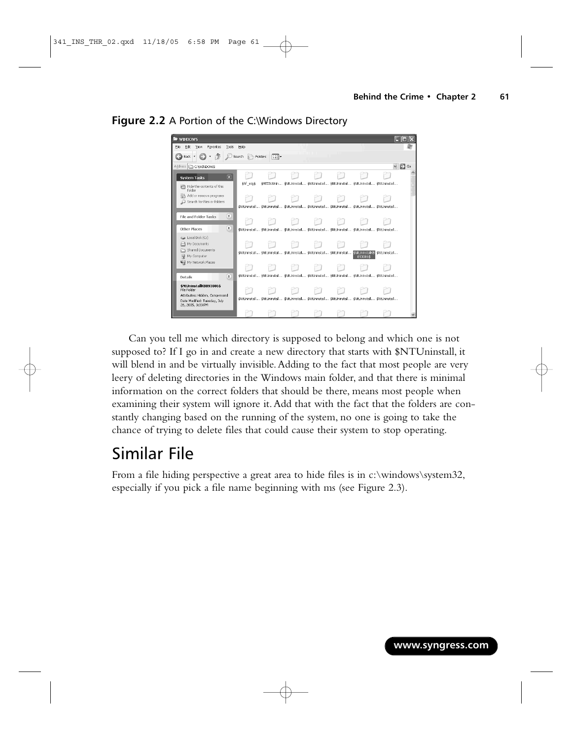**Figure 2.2** A Portion of the C:\Windows Directory

Can you tell me which directory is supposed to belong and which one is not supposed to? If I go in and create a new directory that starts with $NTUninstall, it will blend in and be virtually invisible. Adding to the fact that most people are very leery of deleting directories in the Windows main folder, and that there is minimal information on the correct folders that should be there, means most people when examining their system will ignore it. Add that with the fact that the folders are constantly changing based on the running of the system, no one is going to take the chance of trying to delete files that could cause their system to stop operating.

## Similar File

From a file hiding perspective a great area to hide files is in c:\windows\system32, especially if you pick a file name beginning with ms (see Figure 2.3).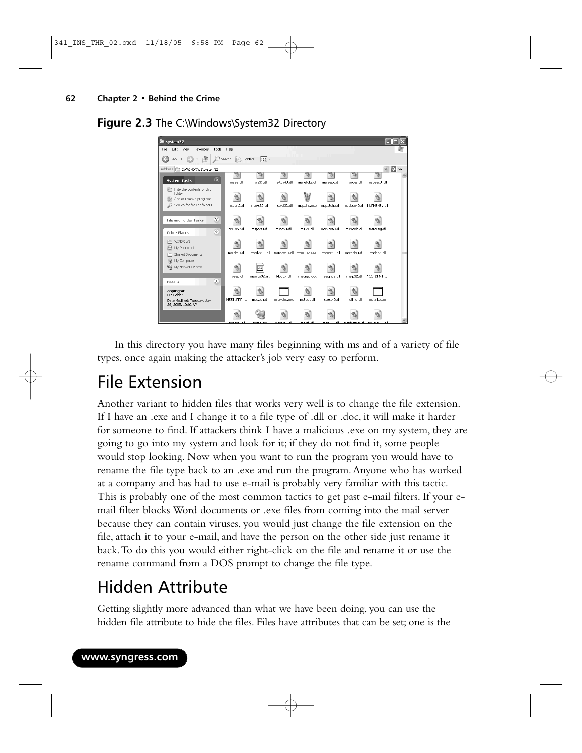**Figure 2.3** The C:\Windows\System32 Directory

In this directory you have many files beginning with ms and of a variety of file types, once again making the attacker's job very easy to perform.

## File Extension

Another variant to hidden files that works very well is to change the file extension. If I have an .exe and I change it to a file type of .dll or .doc, it will make it harder for someone to find. If attackers think I have a malicious .exe on my system, they are going to go into my system and look for it; if they do not find it, some people would stop looking. Now when you want to run the program you would have to rename the file type back to an .exe and run the program. Anyone who has worked at a company and has had to use e-mail is probably very familiar with this tactic. This is probably one of the most common tactics to get past e-mail filters. If your e-mail filter blocks Word documents or .exe files from coming into the mail server because they can contain viruses, you would just change the file extension on the file, attach it to your e-mail, and have the person on the other side just rename it back. To do this you would either right-click on the file and rename it or use the rename command from a DOS prompt to change the file type.

## Hidden Attribute

Getting slightly more advanced than what we have been doing, you can use the hidden file attribute to hide the files. Files have attributes that can be set; one is the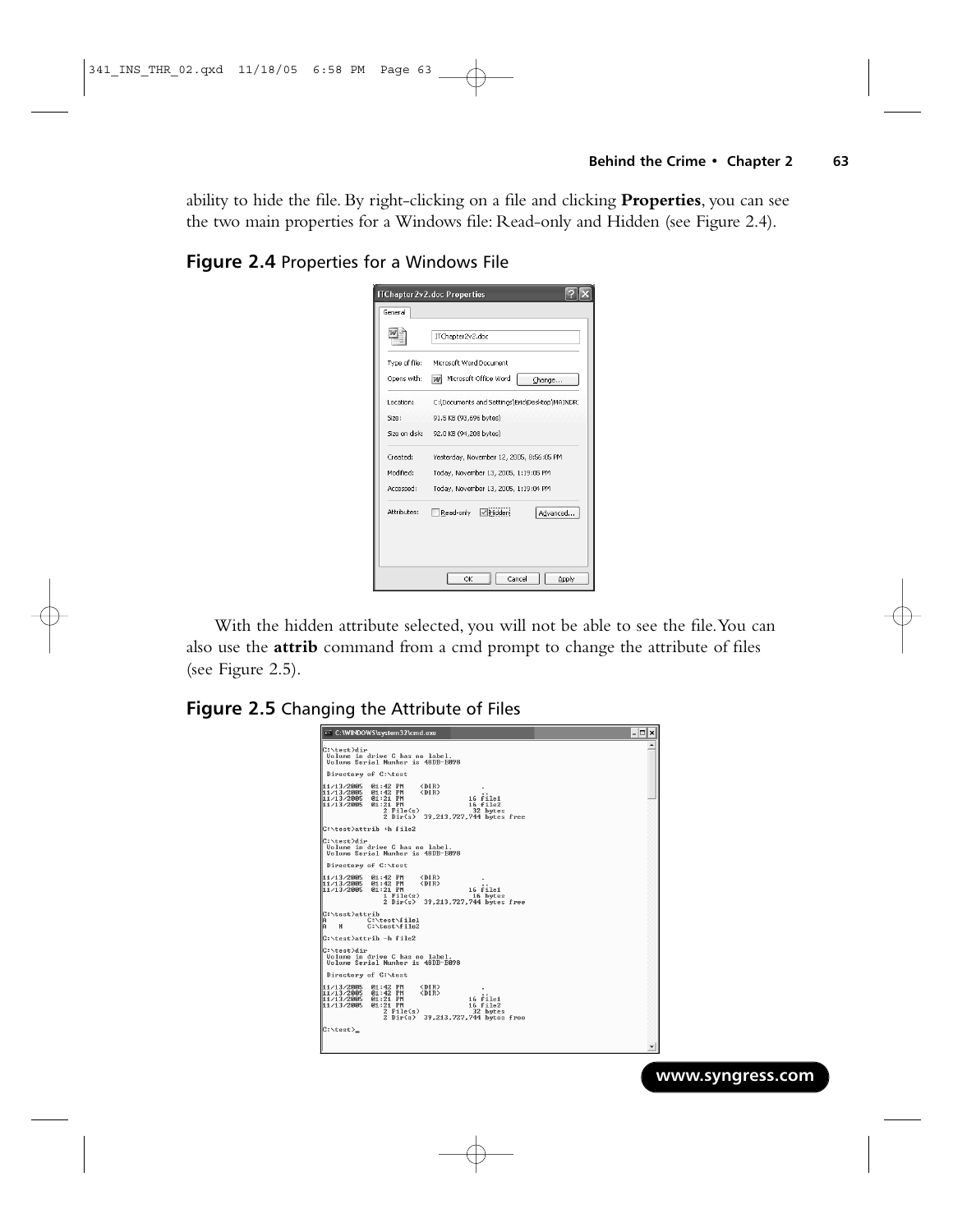ability to hide the file. By right-clicking on a file and clicking **Properties**, you can see the two main properties for a Windows file: Read-only and Hidden (see Figure 2.4).

**Figure 2.4** Properties for a Windows File

With the hidden attribute selected, you will not be able to see the file. You can also use the **attrib** command from a cmd prompt to change the attribute of files (see Figure 2.5).

**Figure 2.5** Changing the Attribute of Files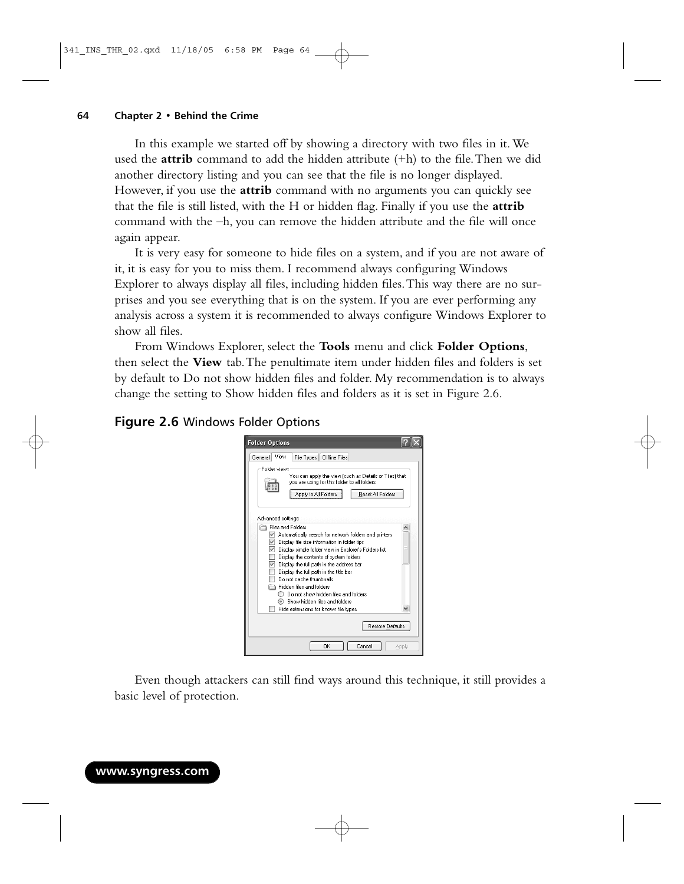In this example we started off by showing a directory with two files in it. We used the **attrib** command to add the hidden attribute (+h) to the file. Then we did another directory listing and you can see that the file is no longer displayed. However, if you use the **attrib** command with no arguments you can quickly see that the file is still listed, with the H or hidden flag. Finally if you use the **attrib** command with the –h, you can remove the hidden attribute and the file will once again appear.

It is very easy for someone to hide files on a system, and if you are not aware of it, it is easy for you to miss them. I recommend always configuring Windows Explorer to always display all files, including hidden files. This way there are no surprises and you see everything that is on the system. If you are ever performing any analysis across a system it is recommended to always configure Windows Explorer to show all files.

From Windows Explorer, select the **Tools** menu and click **Folder Options**, then select the **View** tab. The penultimate item under hidden files and folders is set by default to Do not show hidden files and folder. My recommendation is to always change the setting to Show hidden files and folders as it is set in Figure 2.6.

**Figure 2.6** Windows Folder Options

Even though attackers can still find ways around this technique, it still provides a basic level of protection.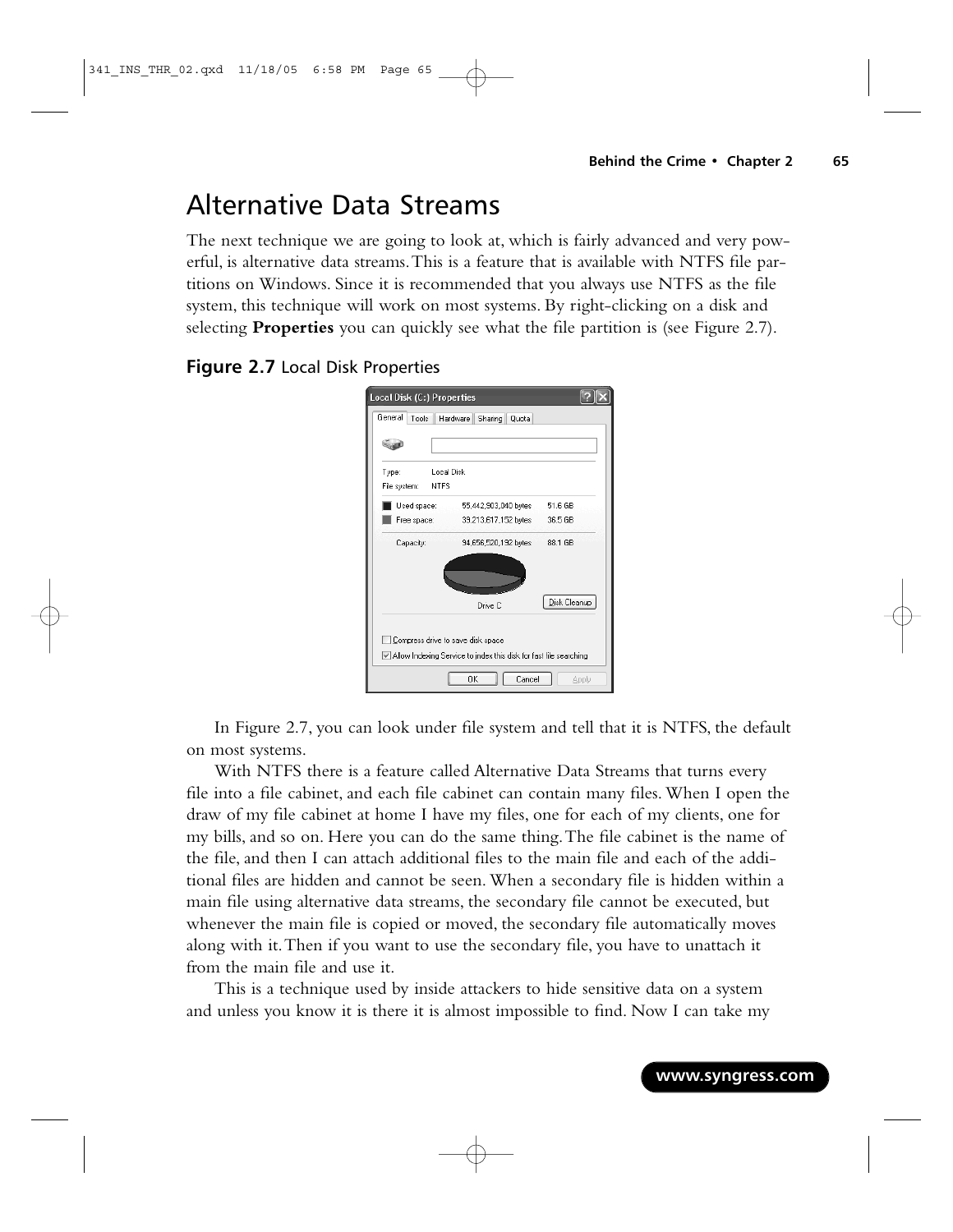# Alternative Data Streams

The next technique we are going to look at, which is fairly advanced and very powerful, is alternative data streams. This is a feature that is available with NTFS file partitions on Windows. Since it is recommended that you always use NTFS as the file system, this technique will work on most systems. By right-clicking on a disk and selecting **Properties** you can quickly see what the file partition is (see Figure 2.7).

**Figure 2.7** Local Disk Properties

In Figure 2.7, you can look under file system and tell that it is NTFS, the default on most systems.

With NTFS there is a feature called Alternative Data Streams that turns every file into a file cabinet, and each file cabinet can contain many files. When I open the draw of my file cabinet at home I have my files, one for each of my clients, one for my bills, and so on. Here you can do the same thing. The file cabinet is the name of the file, and then I can attach additional files to the main file and each of the additional files are hidden and cannot be seen. When a secondary file is hidden within a main file using alternative data streams, the secondary file cannot be executed, but whenever the main file is copied or moved, the secondary file automatically moves along with it. Then if you want to use the secondary file, you have to unattach it from the main file and use it.

This is a technique used by inside attackers to hide sensitive data on a system and unless you know it is there it is almost impossible to find. Now I can take my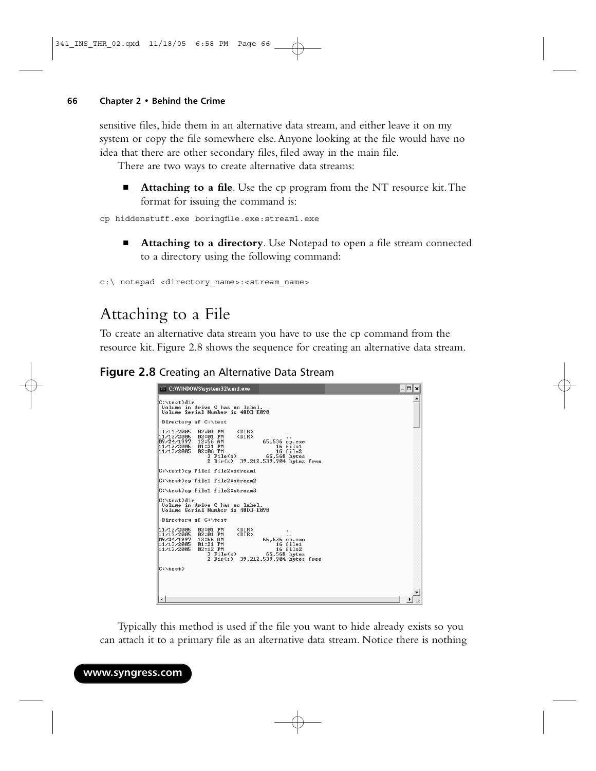sensitive files, hide them in an alternative data stream, and either leave it on my system or copy the file somewhere else. Anyone looking at the file would have no idea that there are other secondary files, filed away in the main file.

There are two ways to create alternative data streams:

- **Attaching to a file**. Use the cp program from the NT resource kit. The format for issuing the command is:

```
cp hiddenstuff.exe boringfile.exe:stream1.exe
```

- **Attaching to a directory**. Use Notepad to open a file stream connected to a directory using the following command:

```
c:\ notepad <directory_name>:<stream_name>
```

## Attaching to a File

To create an alternative data stream you have to use the cp command from the resource kit. Figure 2.8 shows the sequence for creating an alternative data stream.

**Figure 2.8** Creating an Alternative Data Stream

```
C:\WINDOWS\system32\cmd.exe

C:\test>dir
 Volume in drive C has no label.
 Volume Serial Number is 48DB-E098

 Directory of C:\test

11/13/2005  02:01 PM    <DIR>          .
11/13/2005  02:01 PM    <DIR>          ..
09/24/1997  12:56 AM            65,536 cp.exe
11/13/2005  01:21 PM                16 file1
11/13/2005  02:06 PM                16 file2
               3 File(s)         65,568 bytes
               2 Dir(s)  39,212,539,904 bytes free

C:\test>cp file1 file2:stream1

C:\test>cp file1 file2:stream2

C:\test>cp file1 file2:stream3

C:\test>dir
 Volume in drive C has no label.
 Volume Serial Number is 48DB-E098

 Directory of C:\test

11/13/2005  02:01 PM    <DIR>          .
11/13/2005  02:01 PM    <DIR>          ..
09/24/1997  12:56 AM            65,536 cp.exe
11/13/2005  01:21 PM                16 file1
11/13/2005  02:12 PM                16 file2
               3 File(s)         65,568 bytes
               2 Dir(s)  39,212,539,904 bytes free

C:\test>
```

Typically this method is used if the file you want to hide already exists so you can attach it to a primary file as an alternative data stream. Notice there is nothing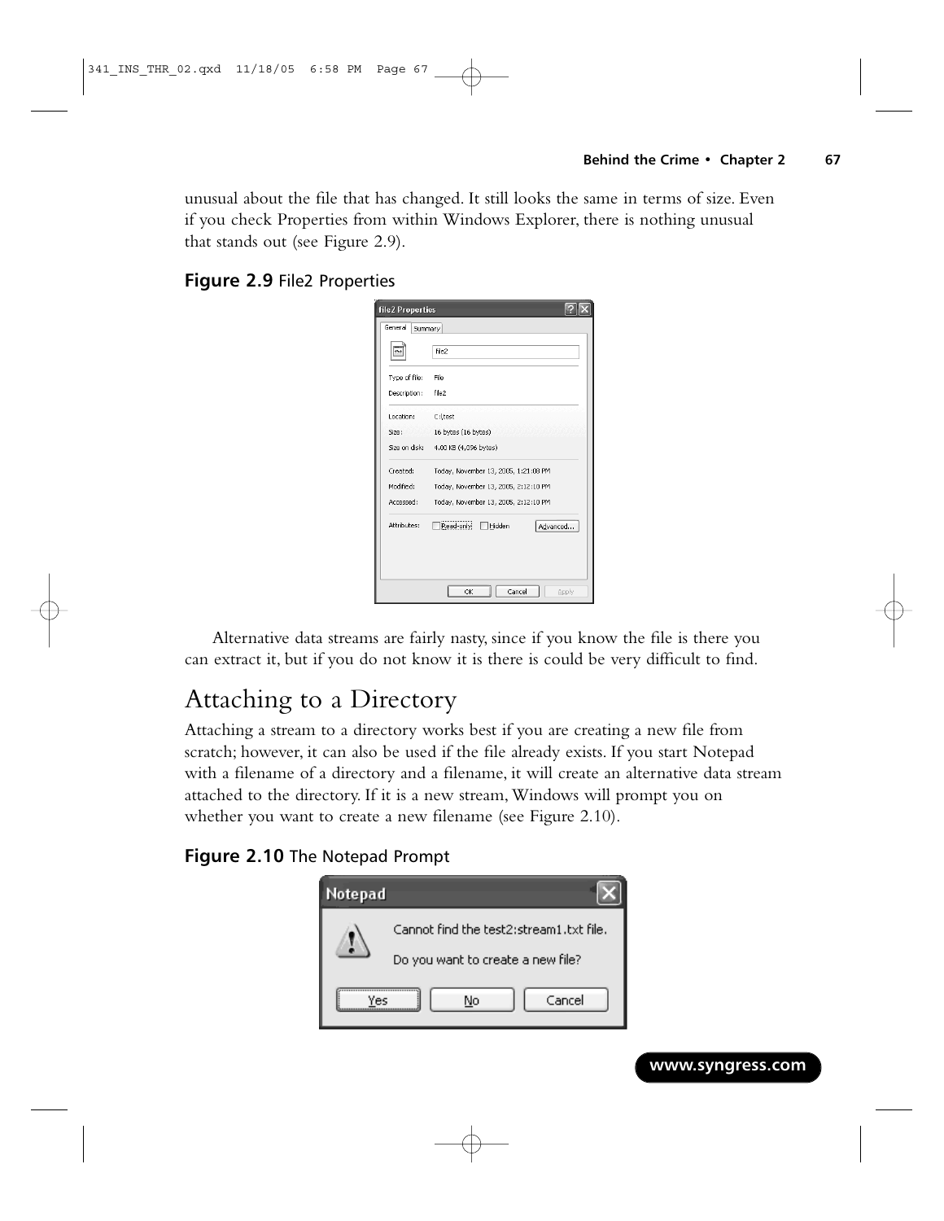unusual about the file that has changed. It still looks the same in terms of size. Even if you check Properties from within Windows Explorer, there is nothing unusual that stands out (see Figure 2.9).

**Figure 2.9** File2 Properties

Alternative data streams are fairly nasty, since if you know the file is there you can extract it, but if you do not know it is there is could be very difficult to find.

## Attaching to a Directory

Attaching a stream to a directory works best if you are creating a new file from scratch; however, it can also be used if the file already exists. If you start Notepad with a filename of a directory and a filename, it will create an alternative data stream attached to the directory. If it is a new stream, Windows will prompt you on whether you want to create a new filename (see Figure 2.10).

**Figure 2.10** The Notepad Prompt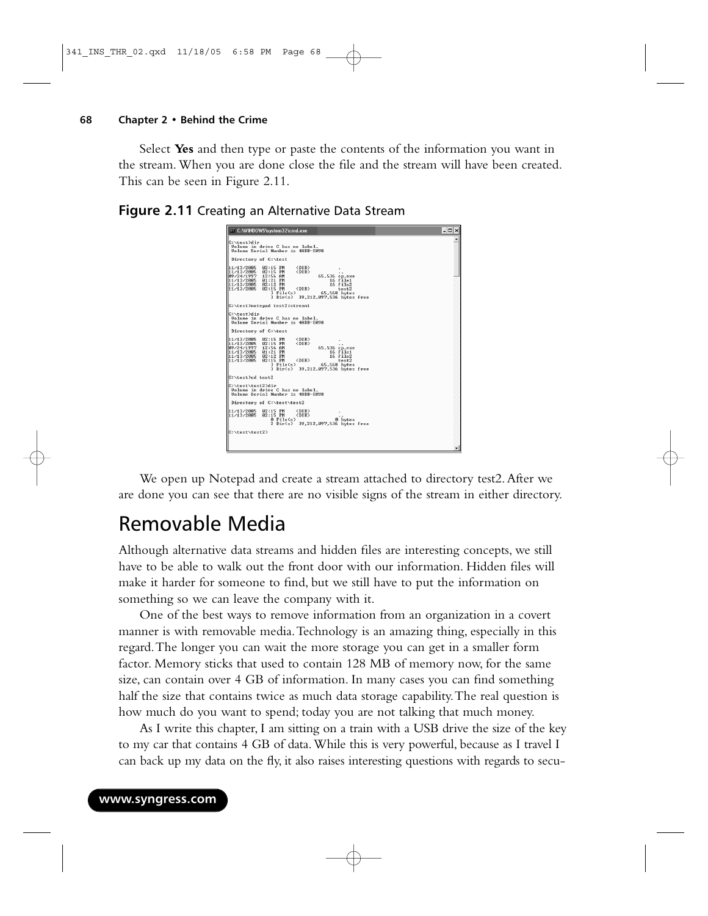Select **Yes** and then type or paste the contents of the information you want in the stream. When you are done close the file and the stream will have been created. This can be seen in Figure 2.11.

**Figure 2.11** Creating an Alternative Data Stream

```
C:\test>dir
 Volume in drive C has no label.
 Volume Serial Number is 48DB-E098

 Directory of C:\test

11/13/2005  02:15 PM    <DIR>          .
11/13/2005  02:15 PM    <DIR>          ..
09/24/1997  12:56 AM            65,536 cp.exe
11/13/2005  01:21 PM                16 file1
11/13/2005  02:12 PM                16 file2
11/13/2005  02:15 PM    <DIR>          test2
               3 File(s)         65,568 bytes
               3 Dir(s)  39,212,097,536 bytes free

C:\test>notepad test2:stream1

C:\test>dir
 Volume in drive C has no label.
 Volume Serial Number is 48DB-E098

 Directory of C:\test

11/13/2005  02:15 PM    <DIR>          .
11/13/2005  02:15 PM    <DIR>          ..
09/24/1997  12:56 AM            65,536 cp.exe
11/13/2005  01:21 PM                16 file1
11/13/2005  02:12 PM                16 file2
11/13/2005  02:15 PM    <DIR>          test2
               3 File(s)         65,568 bytes
               3 Dir(s)  39,212,097,536 bytes free

C:\test>cd test2

C:\test\test2>dir
 Volume in drive C has no label.
 Volume Serial Number is 48DB-E098

 Directory of C:\test\test2

11/13/2005  02:15 PM    <DIR>          .
11/13/2005  02:15 PM    <DIR>          ..
               0 File(s)              0 bytes
               2 Dir(s)  39,212,097,536 bytes free

C:\test\test2>
```

We open up Notepad and create a stream attached to directory test2. After we are done you can see that there are no visible signs of the stream in either directory.

# Removable Media

Although alternative data streams and hidden files are interesting concepts, we still have to be able to walk out the front door with our information. Hidden files will make it harder for someone to find, but we still have to put the information on something so we can leave the company with it.

One of the best ways to remove information from an organization in a covert manner is with removable media. Technology is an amazing thing, especially in this regard. The longer you can wait the more storage you can get in a smaller form factor. Memory sticks that used to contain 128 MB of memory now, for the same size, can contain over 4 GB of information. In many cases you can find something half the size that contains twice as much data storage capability. The real question is how much do you want to spend; today you are not talking that much money.

As I write this chapter, I am sitting on a train with a USB drive the size of the key to my car that contains 4 GB of data. While this is very powerful, because as I travel I can back up my data on the fly, it also raises interesting questions with regards to secu-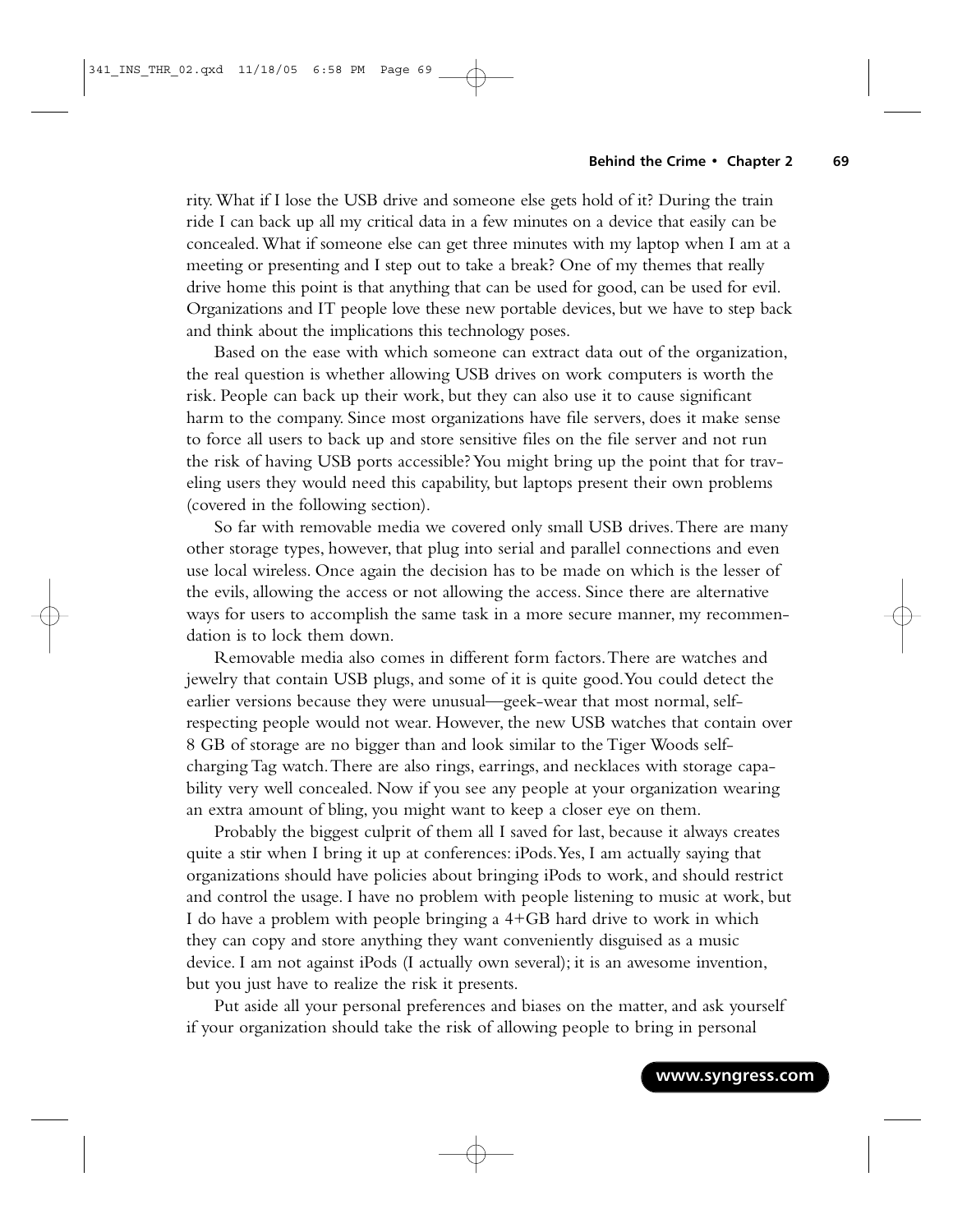rity. What if I lose the USB drive and someone else gets hold of it? During the train ride I can back up all my critical data in a few minutes on a device that easily can be concealed. What if someone else can get three minutes with my laptop when I am at a meeting or presenting and I step out to take a break? One of my themes that really drive home this point is that anything that can be used for good, can be used for evil. Organizations and IT people love these new portable devices, but we have to step back and think about the implications this technology poses.

Based on the ease with which someone can extract data out of the organization, the real question is whether allowing USB drives on work computers is worth the risk. People can back up their work, but they can also use it to cause significant harm to the company. Since most organizations have file servers, does it make sense to force all users to back up and store sensitive files on the file server and not run the risk of having USB ports accessible? You might bring up the point that for traveling users they would need this capability, but laptops present their own problems (covered in the following section).

So far with removable media we covered only small USB drives. There are many other storage types, however, that plug into serial and parallel connections and even use local wireless. Once again the decision has to be made on which is the lesser of the evils, allowing the access or not allowing the access. Since there are alternative ways for users to accomplish the same task in a more secure manner, my recommendation is to lock them down.

Removable media also comes in different form factors. There are watches and jewelry that contain USB plugs, and some of it is quite good. You could detect the earlier versions because they were unusual—geek-wear that most normal, self-respecting people would not wear. However, the new USB watches that contain over 8 GB of storage are no bigger than and look similar to the Tiger Woods self-charging Tag watch. There are also rings, earrings, and necklaces with storage capability very well concealed. Now if you see any people at your organization wearing an extra amount of bling, you might want to keep a closer eye on them.

Probably the biggest culprit of them all I saved for last, because it always creates quite a stir when I bring it up at conferences: iPods. Yes, I am actually saying that organizations should have policies about bringing iPods to work, and should restrict and control the usage. I have no problem with people listening to music at work, but I do have a problem with people bringing a 4+GB hard drive to work in which they can copy and store anything they want conveniently disguised as a music device. I am not against iPods (I actually own several); it is an awesome invention, but you just have to realize the risk it presents.

Put aside all your personal preferences and biases on the matter, and ask yourself if your organization should take the risk of allowing people to bring in personal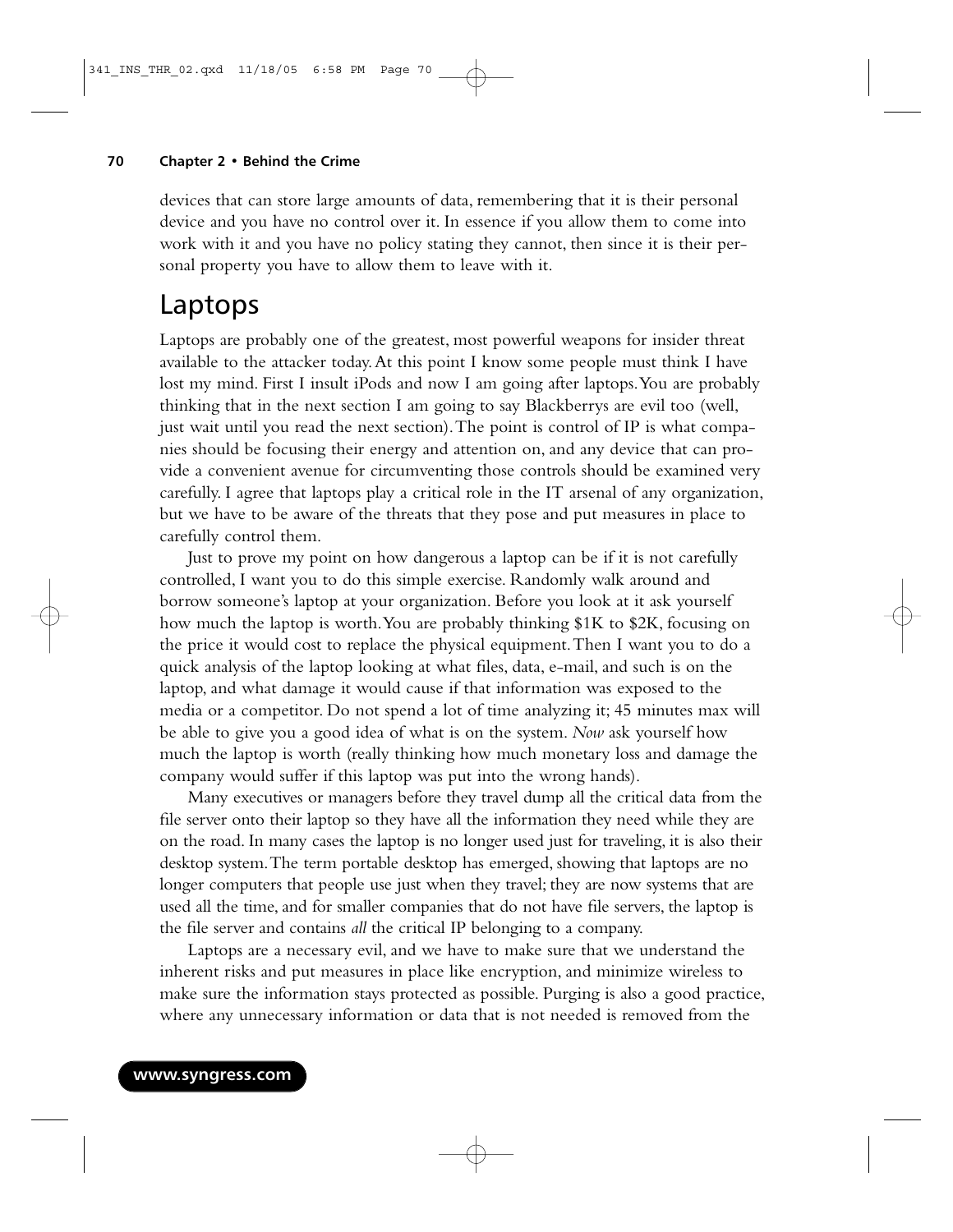devices that can store large amounts of data, remembering that it is their personal device and you have no control over it. In essence if you allow them to come into work with it and you have no policy stating they cannot, then since it is their personal property you have to allow them to leave with it.

## Laptops

Laptops are probably one of the greatest, most powerful weapons for insider threat available to the attacker today. At this point I know some people must think I have lost my mind. First I insult iPods and now I am going after laptops. You are probably thinking that in the next section I am going to say Blackberrys are evil too (well, just wait until you read the next section). The point is control of IP is what companies should be focusing their energy and attention on, and any device that can provide a convenient avenue for circumventing those controls should be examined very carefully. I agree that laptops play a critical role in the IT arsenal of any organization, but we have to be aware of the threats that they pose and put measures in place to carefully control them.

Just to prove my point on how dangerous a laptop can be if it is not carefully controlled, I want you to do this simple exercise. Randomly walk around and borrow someone's laptop at your organization. Before you look at it ask yourself how much the laptop is worth. You are probably thinking $1K to $2K, focusing on the price it would cost to replace the physical equipment. Then I want you to do a quick analysis of the laptop looking at what files, data, e-mail, and such is on the laptop, and what damage it would cause if that information was exposed to the media or a competitor. Do not spend a lot of time analyzing it; 45 minutes max will be able to give you a good idea of what is on the system. *Now* ask yourself how much the laptop is worth (really thinking how much monetary loss and damage the company would suffer if this laptop was put into the wrong hands).

Many executives or managers before they travel dump all the critical data from the file server onto their laptop so they have all the information they need while they are on the road. In many cases the laptop is no longer used just for traveling, it is also their desktop system. The term portable desktop has emerged, showing that laptops are no longer computers that people use just when they travel; they are now systems that are used all the time, and for smaller companies that do not have file servers, the laptop is the file server and contains *all* the critical IP belonging to a company.

Laptops are a necessary evil, and we have to make sure that we understand the inherent risks and put measures in place like encryption, and minimize wireless to make sure the information stays protected as possible. Purging is also a good practice, where any unnecessary information or data that is not needed is removed from the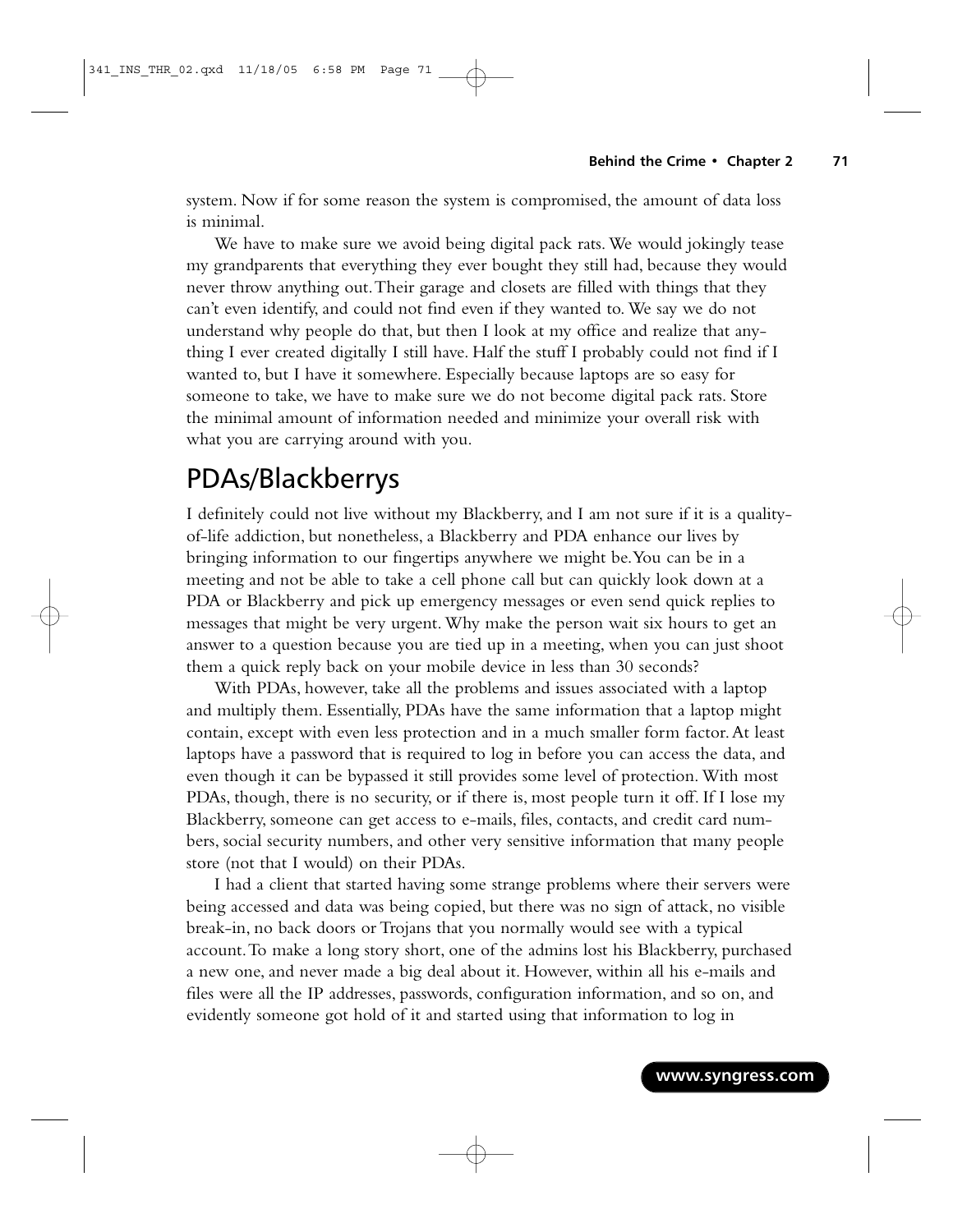system. Now if for some reason the system is compromised, the amount of data loss is minimal.

We have to make sure we avoid being digital pack rats. We would jokingly tease my grandparents that everything they ever bought they still had, because they would never throw anything out. Their garage and closets are filled with things that they can't even identify, and could not find even if they wanted to. We say we do not understand why people do that, but then I look at my office and realize that anything I ever created digitally I still have. Half the stuff I probably could not find if I wanted to, but I have it somewhere. Especially because laptops are so easy for someone to take, we have to make sure we do not become digital pack rats. Store the minimal amount of information needed and minimize your overall risk with what you are carrying around with you.

## PDAs/Blackberrys

I definitely could not live without my Blackberry, and I am not sure if it is a quality-of-life addiction, but nonetheless, a Blackberry and PDA enhance our lives by bringing information to our fingertips anywhere we might be. You can be in a meeting and not be able to take a cell phone call but can quickly look down at a PDA or Blackberry and pick up emergency messages or even send quick replies to messages that might be very urgent. Why make the person wait six hours to get an answer to a question because you are tied up in a meeting, when you can just shoot them a quick reply back on your mobile device in less than 30 seconds?

With PDAs, however, take all the problems and issues associated with a laptop and multiply them. Essentially, PDAs have the same information that a laptop might contain, except with even less protection and in a much smaller form factor. At least laptops have a password that is required to log in before you can access the data, and even though it can be bypassed it still provides some level of protection. With most PDAs, though, there is no security, or if there is, most people turn it off. If I lose my Blackberry, someone can get access to e-mails, files, contacts, and credit card numbers, social security numbers, and other very sensitive information that many people store (not that I would) on their PDAs.

I had a client that started having some strange problems where their servers were being accessed and data was being copied, but there was no sign of attack, no visible break-in, no back doors or Trojans that you normally would see with a typical account. To make a long story short, one of the admins lost his Blackberry, purchased a new one, and never made a big deal about it. However, within all his e-mails and files were all the IP addresses, passwords, configuration information, and so on, and evidently someone got hold of it and started using that information to log in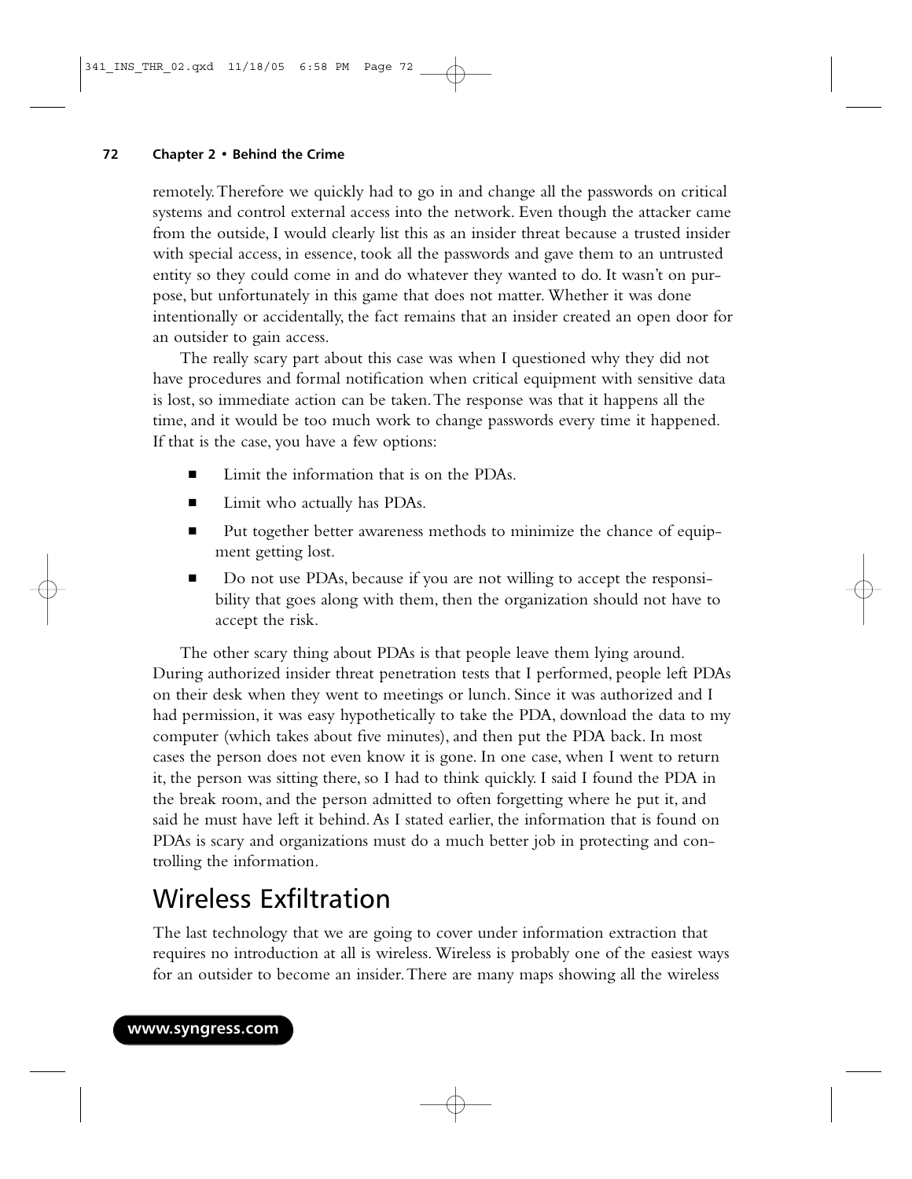remotely. Therefore we quickly had to go in and change all the passwords on critical systems and control external access into the network. Even though the attacker came from the outside, I would clearly list this as an insider threat because a trusted insider with special access, in essence, took all the passwords and gave them to an untrusted entity so they could come in and do whatever they wanted to do. It wasn't on purpose, but unfortunately in this game that does not matter. Whether it was done intentionally or accidentally, the fact remains that an insider created an open door for an outsider to gain access.

The really scary part about this case was when I questioned why they did not have procedures and formal notification when critical equipment with sensitive data is lost, so immediate action can be taken. The response was that it happens all the time, and it would be too much work to change passwords every time it happened. If that is the case, you have a few options:

- Limit the information that is on the PDAs.
- Limit who actually has PDAs.
- Put together better awareness methods to minimize the chance of equipment getting lost.
- Do not use PDAs, because if you are not willing to accept the responsibility that goes along with them, then the organization should not have to accept the risk.

The other scary thing about PDAs is that people leave them lying around. During authorized insider threat penetration tests that I performed, people left PDAs on their desk when they went to meetings or lunch. Since it was authorized and I had permission, it was easy hypothetically to take the PDA, download the data to my computer (which takes about five minutes), and then put the PDA back. In most cases the person does not even know it is gone. In one case, when I went to return it, the person was sitting there, so I had to think quickly. I said I found the PDA in the break room, and the person admitted to often forgetting where he put it, and said he must have left it behind. As I stated earlier, the information that is found on PDAs is scary and organizations must do a much better job in protecting and controlling the information.

## Wireless Exfiltration

The last technology that we are going to cover under information extraction that requires no introduction at all is wireless. Wireless is probably one of the easiest ways for an outsider to become an insider. There are many maps showing all the wireless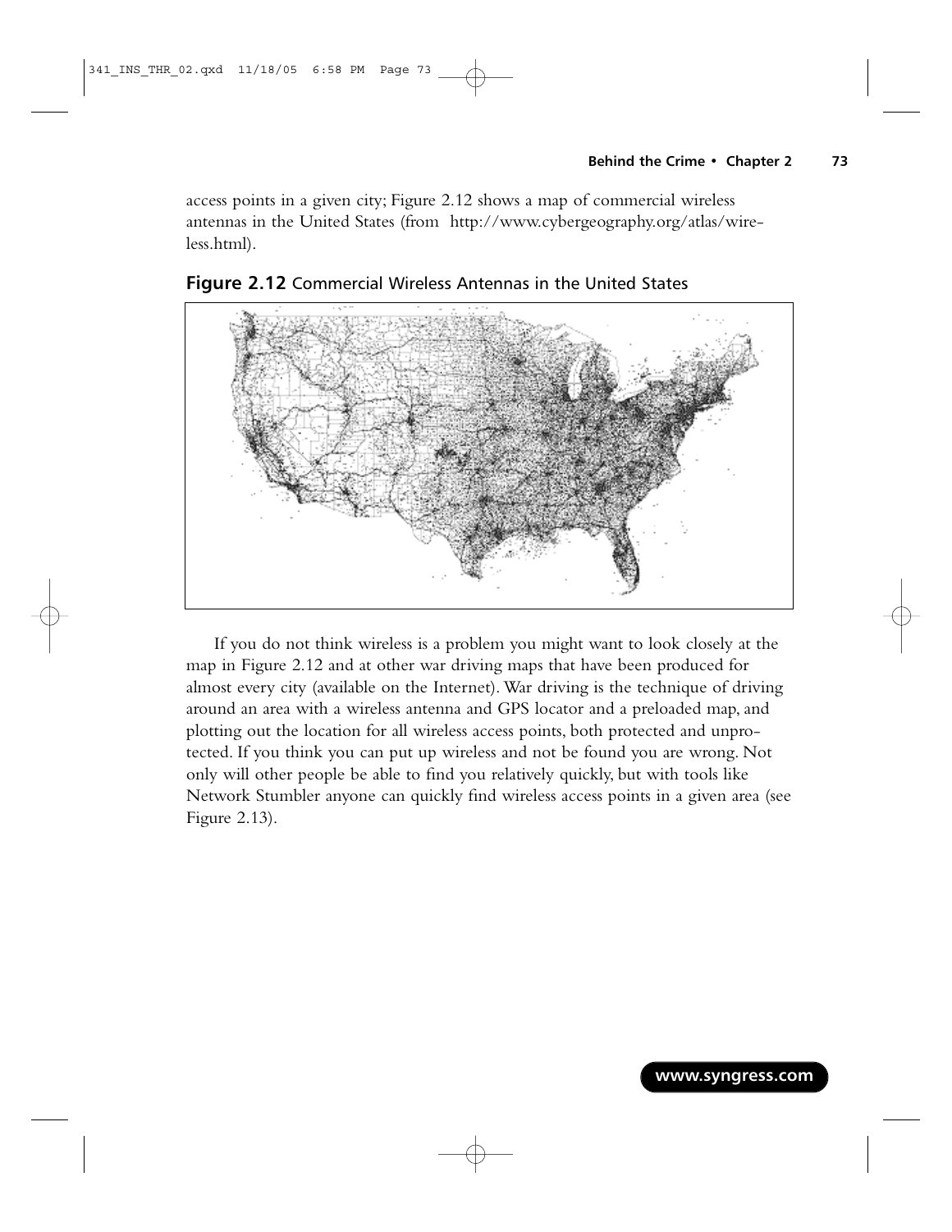access points in a given city; Figure 2.12 shows a map of commercial wireless antennas in the United States (from http://www.cybergeography.org/atlas/wireless.html).

**Figure 2.12** Commercial Wireless Antennas in the United States

If you do not think wireless is a problem you might want to look closely at the map in Figure 2.12 and at other war driving maps that have been produced for almost every city (available on the Internet). War driving is the technique of driving around an area with a wireless antenna and GPS locator and a preloaded map, and plotting out the location for all wireless access points, both protected and unprotected. If you think you can put up wireless and not be found you are wrong. Not only will other people be able to find you relatively quickly, but with tools like Network Stumbler anyone can quickly find wireless access points in a given area (see Figure 2.13).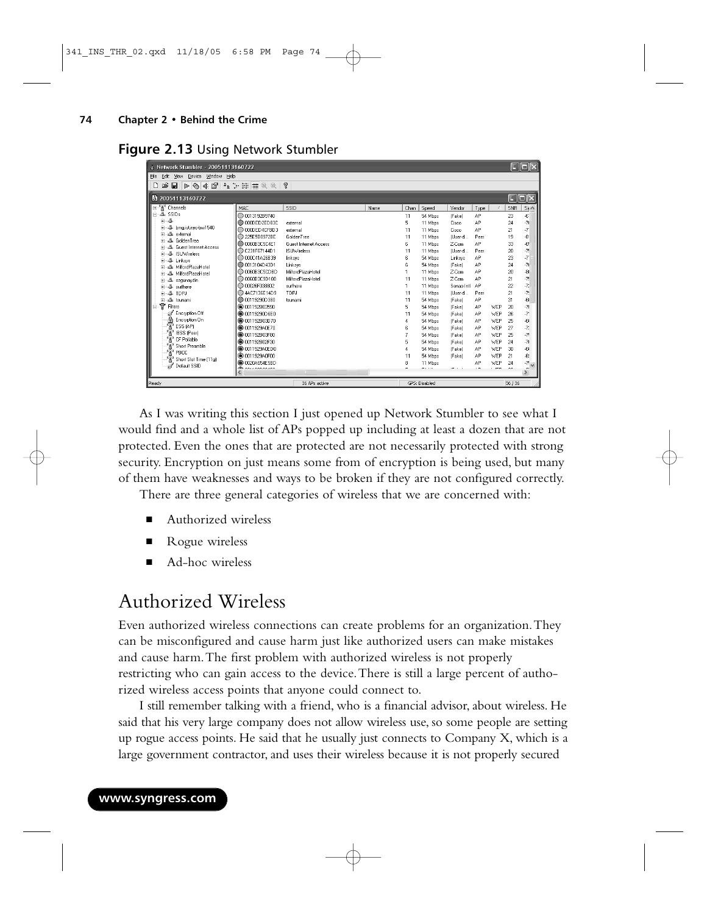**Figure 2.13** Using Network Stumbler

As I was writing this section I just opened up Network Stumbler to see what I would find and a whole list of APs popped up including at least a dozen that are not protected. Even the ones that are protected are not necessarily protected with strong security. Encryption on just means some from of encryption is being used, but many of them have weaknesses and ways to be broken if they are not configured correctly.

There are three general categories of wireless that we are concerned with:

- Authorized wireless
- Rogue wireless
- Ad-hoc wireless

# Authorized Wireless

Even authorized wireless connections can create problems for an organization. They can be misconfigured and cause harm just like authorized users can make mistakes and cause harm. The first problem with authorized wireless is not properly restricting who can gain access to the device. There is still a large percent of authorized wireless access points that anyone could connect to.

I still remember talking with a friend, who is a financial advisor, about wireless. He said that his very large company does not allow wireless use, so some people are setting up rogue access points. He said that he usually just connects to Company X, which is a large government contractor, and uses their wireless because it is not properly secured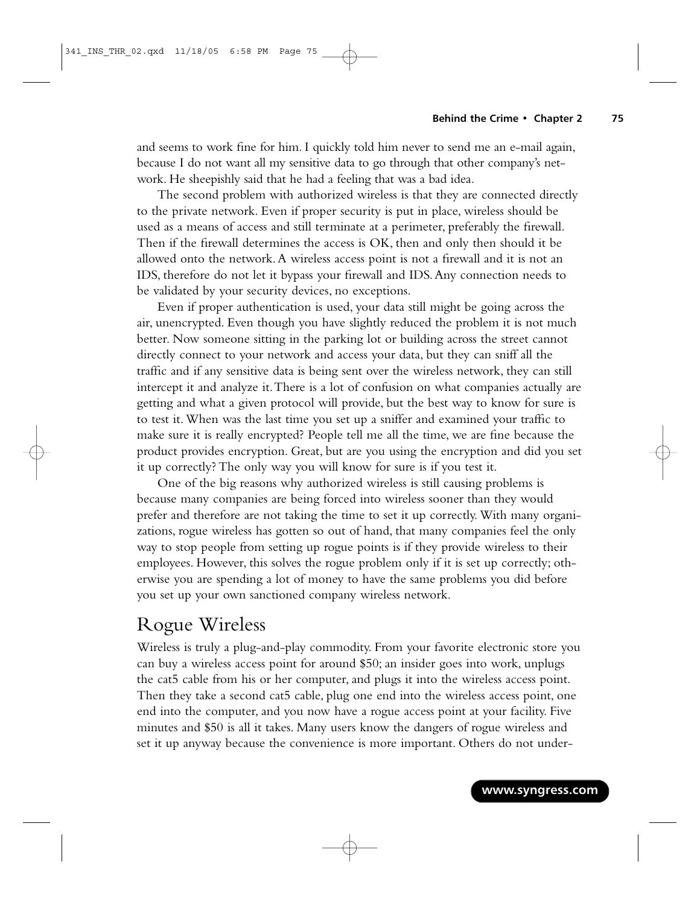and seems to work fine for him. I quickly told him never to send me an e-mail again, because I do not want all my sensitive data to go through that other company's network. He sheepishly said that he had a feeling that was a bad idea.

The second problem with authorized wireless is that they are connected directly to the private network. Even if proper security is put in place, wireless should be used as a means of access and still terminate at a perimeter, preferably the firewall. Then if the firewall determines the access is OK, then and only then should it be allowed onto the network. A wireless access point is not a firewall and it is not an IDS, therefore do not let it bypass your firewall and IDS. Any connection needs to be validated by your security devices, no exceptions.

Even if proper authentication is used, your data still might be going across the air, unencrypted. Even though you have slightly reduced the problem it is not much better. Now someone sitting in the parking lot or building across the street cannot directly connect to your network and access your data, but they can sniff all the traffic and if any sensitive data is being sent over the wireless network, they can still intercept it and analyze it. There is a lot of confusion on what companies actually are getting and what a given protocol will provide, but the best way to know for sure is to test it. When was the last time you set up a sniffer and examined your traffic to make sure it is really encrypted? People tell me all the time, we are fine because the product provides encryption. Great, but are you using the encryption and did you set it up correctly? The only way you will know for sure is if you test it.

One of the big reasons why authorized wireless is still causing problems is because many companies are being forced into wireless sooner than they would prefer and therefore are not taking the time to set it up correctly. With many organizations, rogue wireless has gotten so out of hand, that many companies feel the only way to stop people from setting up rogue points is if they provide wireless to their employees. However, this solves the rogue problem only if it is set up correctly; otherwise you are spending a lot of money to have the same problems you did before you set up your own sanctioned company wireless network.

## Rogue Wireless

Wireless is truly a plug-and-play commodity. From your favorite electronic store you can buy a wireless access point for around $50; an insider goes into work, unplugs the cat5 cable from his or her computer, and plugs it into the wireless access point. Then they take a second cat5 cable, plug one end into the wireless access point, one end into the computer, and you now have a rogue access point at your facility. Five minutes and $50 is all it takes. Many users know the dangers of rogue wireless and set it up anyway because the convenience is more important. Others do not under-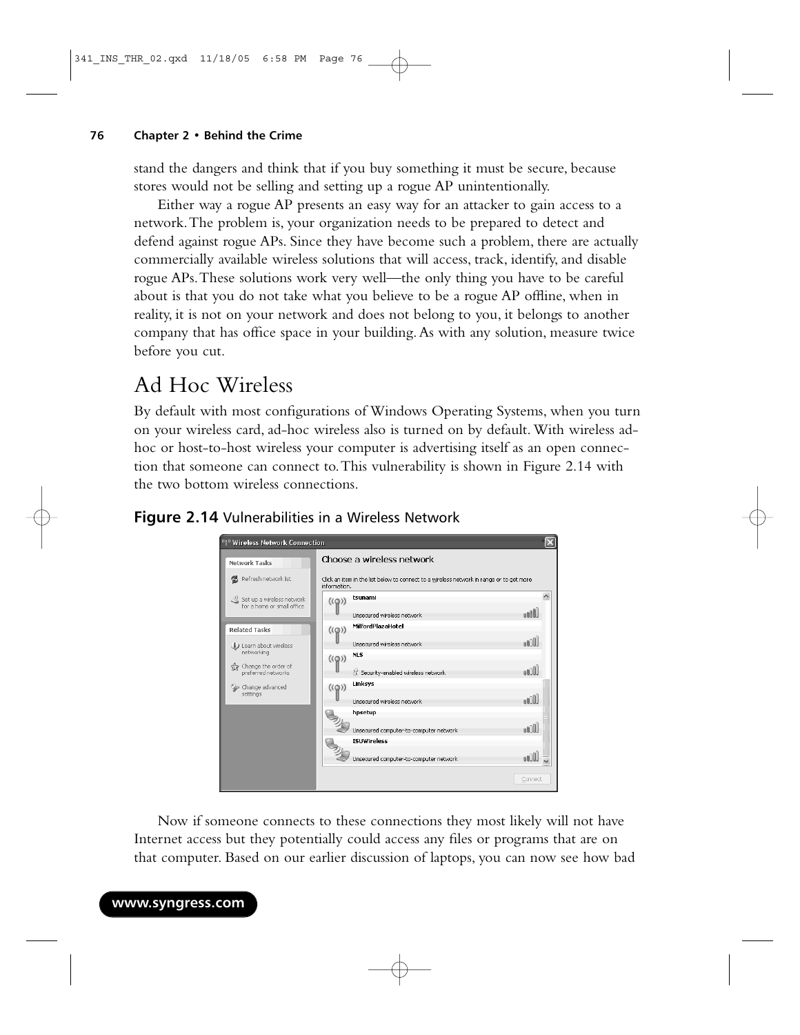stand the dangers and think that if you buy something it must be secure, because stores would not be selling and setting up a rogue AP unintentionally.

Either way a rogue AP presents an easy way for an attacker to gain access to a network. The problem is, your organization needs to be prepared to detect and defend against rogue APs. Since they have become such a problem, there are actually commercially available wireless solutions that will access, track, identify, and disable rogue APs. These solutions work very well—the only thing you have to be careful about is that you do not take what you believe to be a rogue AP offline, when in reality, it is not on your network and does not belong to you, it belongs to another company that has office space in your building. As with any solution, measure twice before you cut.

## Ad Hoc Wireless

By default with most configurations of Windows Operating Systems, when you turn on your wireless card, ad-hoc wireless also is turned on by default. With wireless ad-hoc or host-to-host wireless your computer is advertising itself as an open connection that someone can connect to. This vulnerability is shown in Figure 2.14 with the two bottom wireless connections.

**Figure 2.14** Vulnerabilities in a Wireless Network

Now if someone connects to these connections they most likely will not have Internet access but they potentially could access any files or programs that are on that computer. Based on our earlier discussion of laptops, you can now see how bad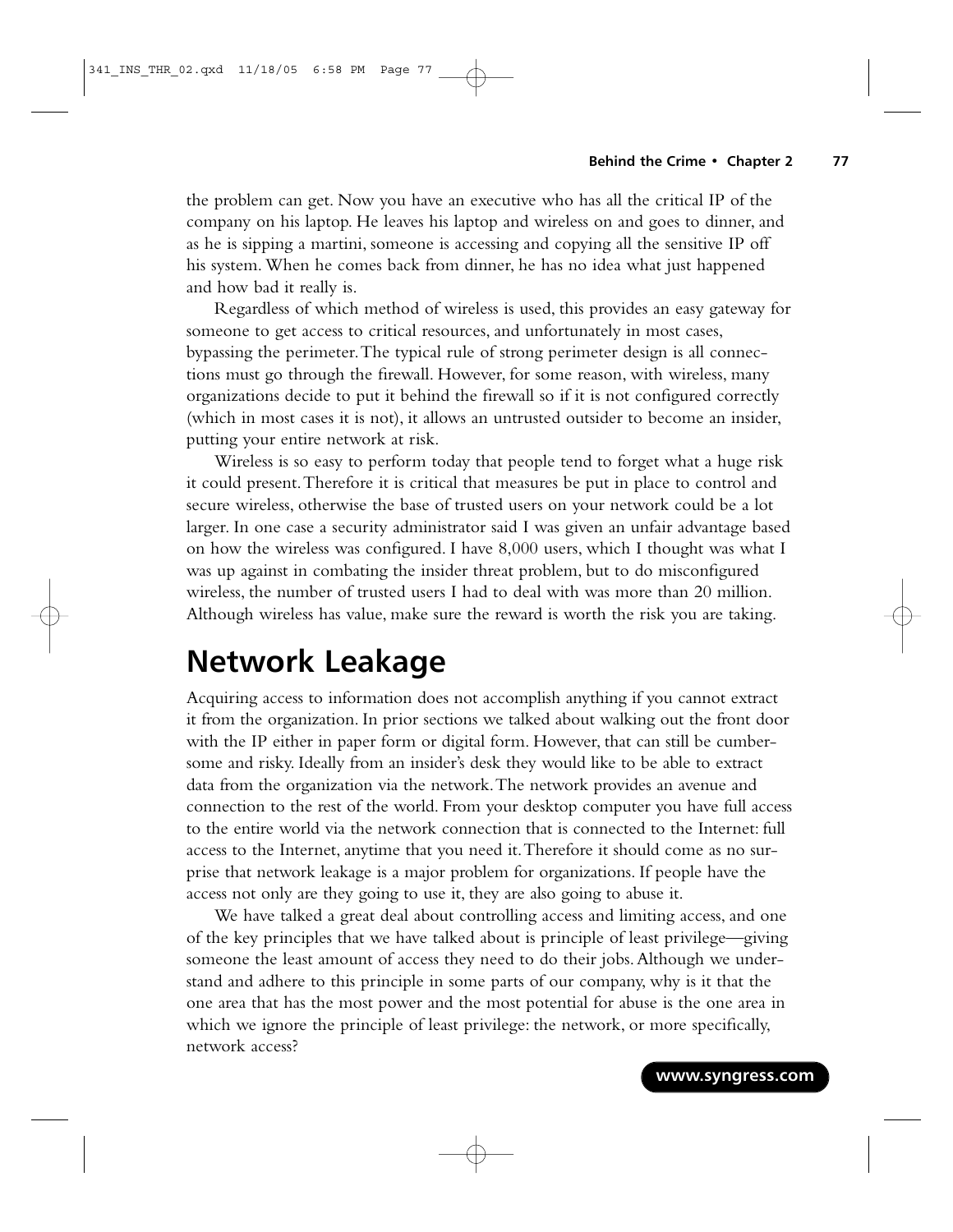the problem can get. Now you have an executive who has all the critical IP of the company on his laptop. He leaves his laptop and wireless on and goes to dinner, and as he is sipping a martini, someone is accessing and copying all the sensitive IP off his system. When he comes back from dinner, he has no idea what just happened and how bad it really is.

Regardless of which method of wireless is used, this provides an easy gateway for someone to get access to critical resources, and unfortunately in most cases, bypassing the perimeter. The typical rule of strong perimeter design is all connections must go through the firewall. However, for some reason, with wireless, many organizations decide to put it behind the firewall so if it is not configured correctly (which in most cases it is not), it allows an untrusted outsider to become an insider, putting your entire network at risk.

Wireless is so easy to perform today that people tend to forget what a huge risk it could present. Therefore it is critical that measures be put in place to control and secure wireless, otherwise the base of trusted users on your network could be a lot larger. In one case a security administrator said I was given an unfair advantage based on how the wireless was configured. I have 8,000 users, which I thought was what I was up against in combating the insider threat problem, but to do misconfigured wireless, the number of trusted users I had to deal with was more than 20 million. Although wireless has value, make sure the reward is worth the risk you are taking.

# Network Leakage

Acquiring access to information does not accomplish anything if you cannot extract it from the organization. In prior sections we talked about walking out the front door with the IP either in paper form or digital form. However, that can still be cumbersome and risky. Ideally from an insider's desk they would like to be able to extract data from the organization via the network. The network provides an avenue and connection to the rest of the world. From your desktop computer you have full access to the entire world via the network connection that is connected to the Internet: full access to the Internet, anytime that you need it. Therefore it should come as no surprise that network leakage is a major problem for organizations. If people have the access not only are they going to use it, they are also going to abuse it.

We have talked a great deal about controlling access and limiting access, and one of the key principles that we have talked about is principle of least privilege—giving someone the least amount of access they need to do their jobs. Although we understand and adhere to this principle in some parts of our company, why is it that the one area that has the most power and the most potential for abuse is the one area in which we ignore the principle of least privilege: the network, or more specifically, network access?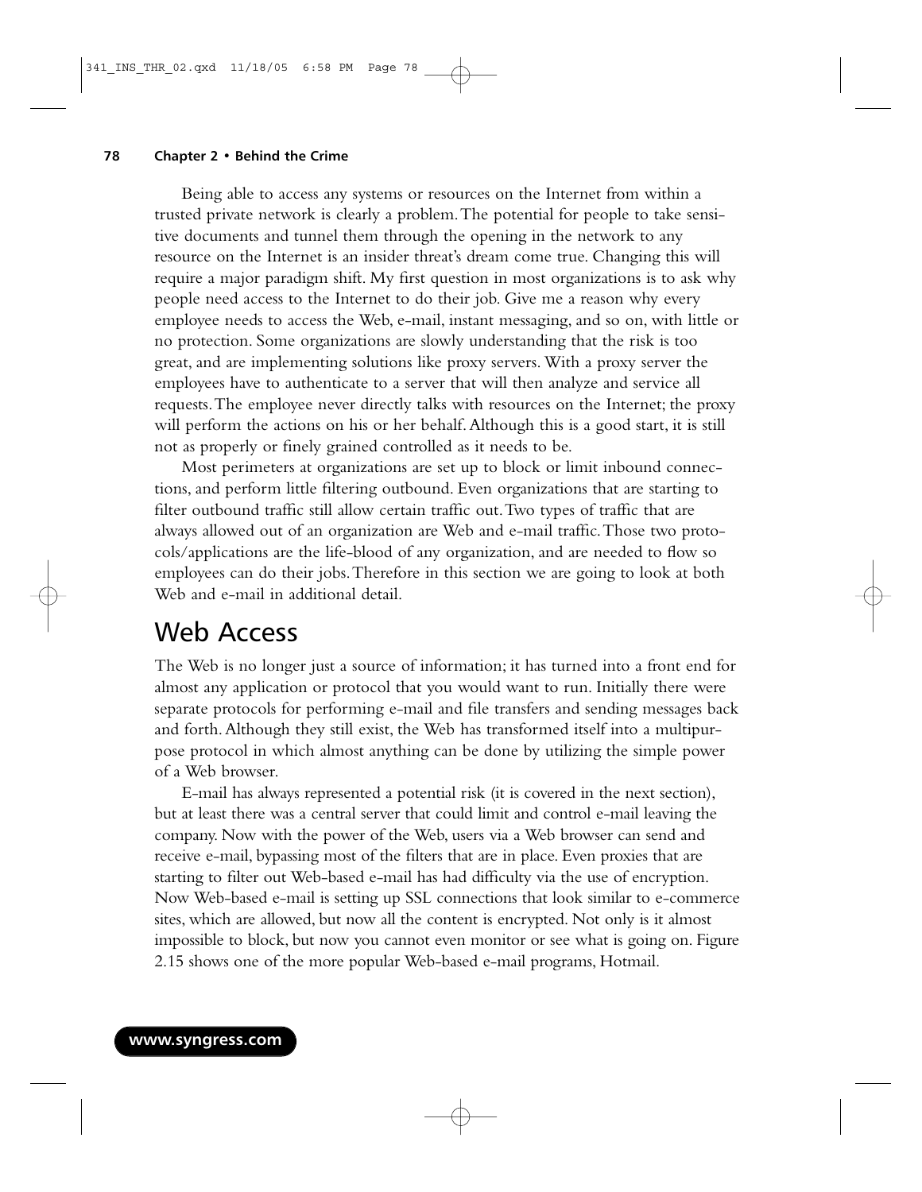Being able to access any systems or resources on the Internet from within a trusted private network is clearly a problem. The potential for people to take sensitive documents and tunnel them through the opening in the network to any resource on the Internet is an insider threat's dream come true. Changing this will require a major paradigm shift. My first question in most organizations is to ask why people need access to the Internet to do their job. Give me a reason why every employee needs to access the Web, e-mail, instant messaging, and so on, with little or no protection. Some organizations are slowly understanding that the risk is too great, and are implementing solutions like proxy servers. With a proxy server the employees have to authenticate to a server that will then analyze and service all requests. The employee never directly talks with resources on the Internet; the proxy will perform the actions on his or her behalf. Although this is a good start, it is still not as properly or finely grained controlled as it needs to be.

Most perimeters at organizations are set up to block or limit inbound connections, and perform little filtering outbound. Even organizations that are starting to filter outbound traffic still allow certain traffic out. Two types of traffic that are always allowed out of an organization are Web and e-mail traffic. Those two protocols/applications are the life-blood of any organization, and are needed to flow so employees can do their jobs. Therefore in this section we are going to look at both Web and e-mail in additional detail.

## Web Access

The Web is no longer just a source of information; it has turned into a front end for almost any application or protocol that you would want to run. Initially there were separate protocols for performing e-mail and file transfers and sending messages back and forth. Although they still exist, the Web has transformed itself into a multipurpose protocol in which almost anything can be done by utilizing the simple power of a Web browser.

E-mail has always represented a potential risk (it is covered in the next section), but at least there was a central server that could limit and control e-mail leaving the company. Now with the power of the Web, users via a Web browser can send and receive e-mail, bypassing most of the filters that are in place. Even proxies that are starting to filter out Web-based e-mail has had difficulty via the use of encryption. Now Web-based e-mail is setting up SSL connections that look similar to e-commerce sites, which are allowed, but now all the content is encrypted. Not only is it almost impossible to block, but now you cannot even monitor or see what is going on. Figure 2.15 shows one of the more popular Web-based e-mail programs, Hotmail.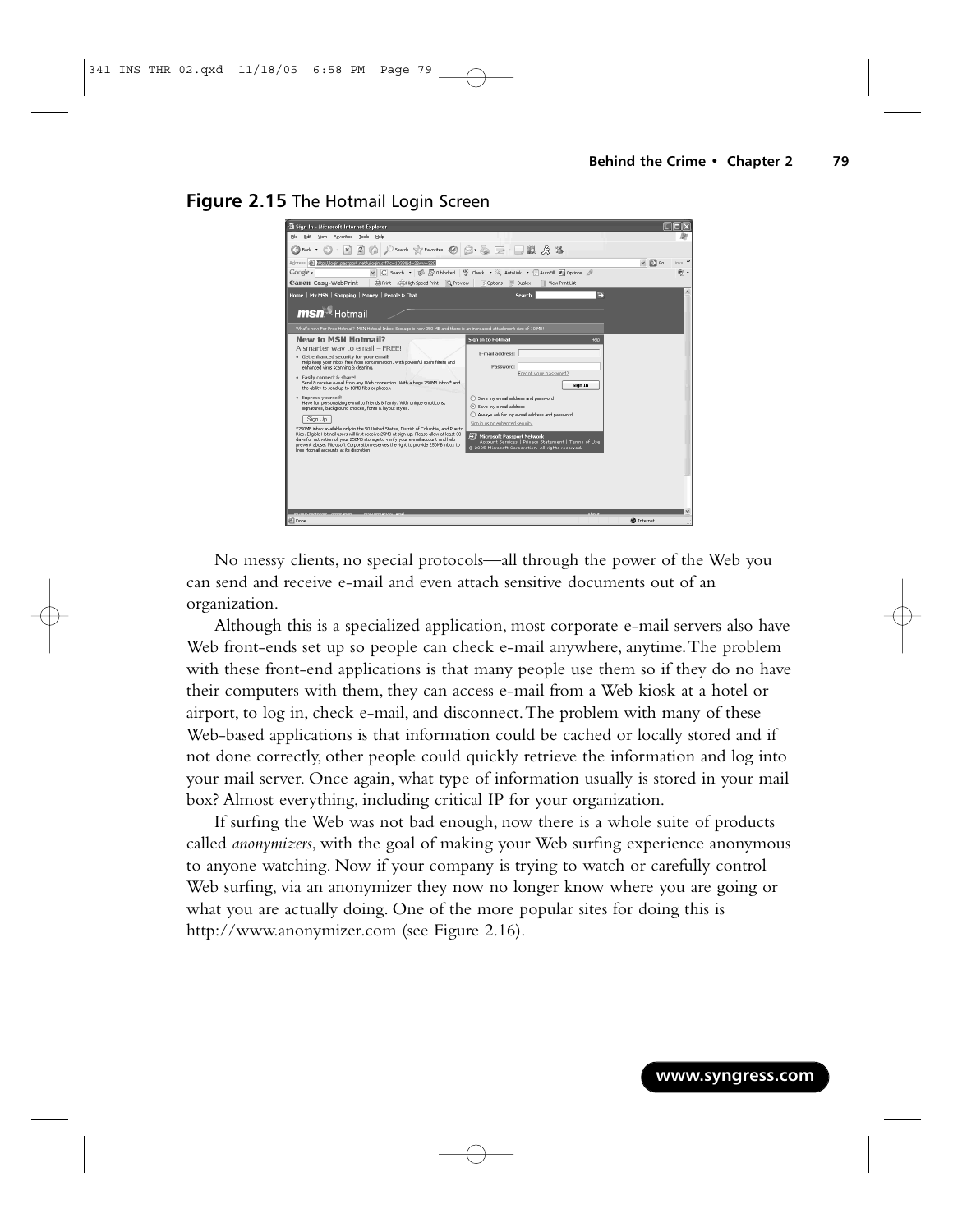**Figure 2.15** The Hotmail Login Screen

No messy clients, no special protocols—all through the power of the Web you can send and receive e-mail and even attach sensitive documents out of an organization.

Although this is a specialized application, most corporate e-mail servers also have Web front-ends set up so people can check e-mail anywhere, anytime. The problem with these front-end applications is that many people use them so if they do no have their computers with them, they can access e-mail from a Web kiosk at a hotel or airport, to log in, check e-mail, and disconnect. The problem with many of these Web-based applications is that information could be cached or locally stored and if not done correctly, other people could quickly retrieve the information and log into your mail server. Once again, what type of information usually is stored in your mail box? Almost everything, including critical IP for your organization.

If surfing the Web was not bad enough, now there is a whole suite of products called *anonymizers*, with the goal of making your Web surfing experience anonymous to anyone watching. Now if your company is trying to watch or carefully control Web surfing, via an anonymizer they now no longer know where you are going or what you are actually doing. One of the more popular sites for doing this is http://www.anonymizer.com (see Figure 2.16).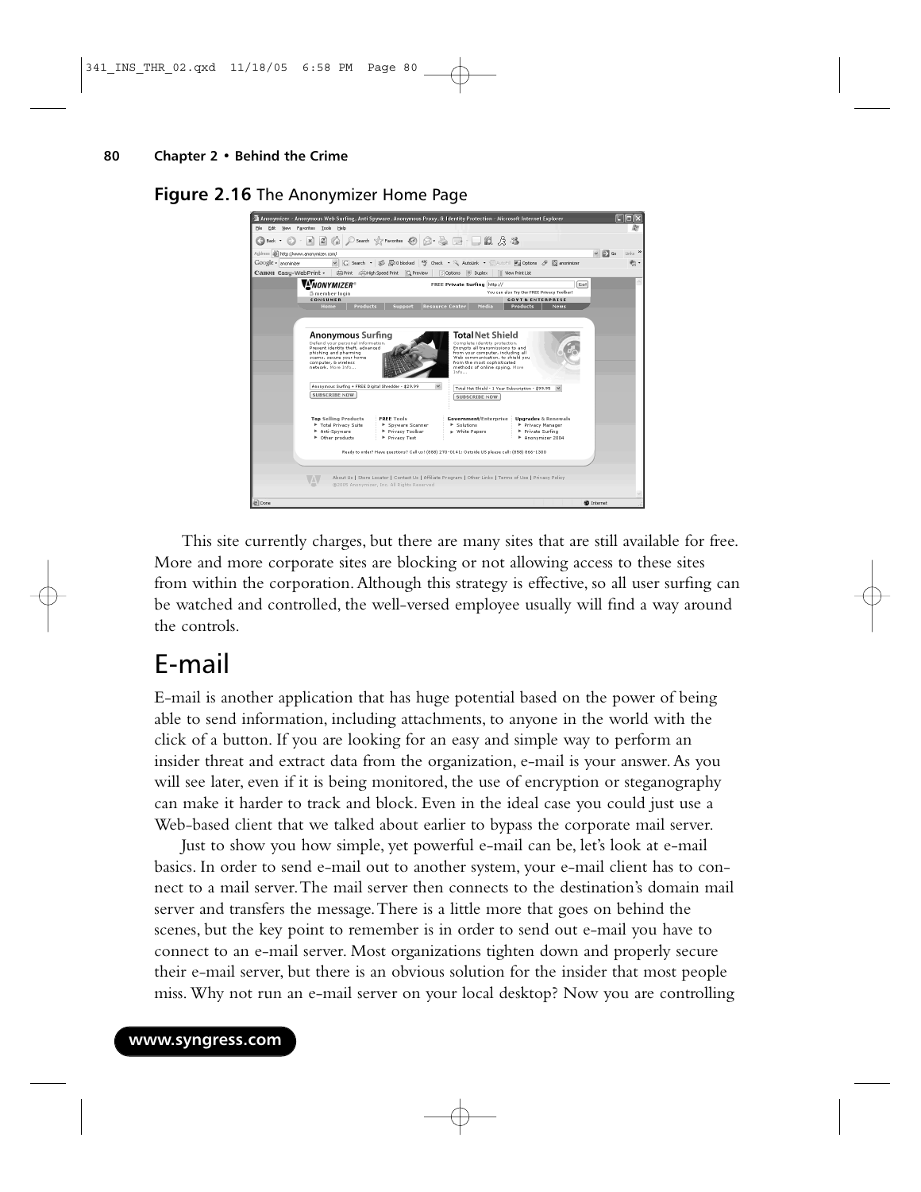**Figure 2.16** The Anonymizer Home Page

This site currently charges, but there are many sites that are still available for free. More and more corporate sites are blocking or not allowing access to these sites from within the corporation. Although this strategy is effective, so all user surfing can be watched and controlled, the well-versed employee usually will find a way around the controls.

## E-mail

E-mail is another application that has huge potential based on the power of being able to send information, including attachments, to anyone in the world with the click of a button. If you are looking for an easy and simple way to perform an insider threat and extract data from the organization, e-mail is your answer. As you will see later, even if it is being monitored, the use of encryption or steganography can make it harder to track and block. Even in the ideal case you could just use a Web-based client that we talked about earlier to bypass the corporate mail server.

Just to show you how simple, yet powerful e-mail can be, let's look at e-mail basics. In order to send e-mail out to another system, your e-mail client has to connect to a mail server. The mail server then connects to the destination's domain mail server and transfers the message. There is a little more that goes on behind the scenes, but the key point to remember is in order to send out e-mail you have to connect to an e-mail server. Most organizations tighten down and properly secure their e-mail server, but there is an obvious solution for the insider that most people miss. Why not run an e-mail server on your local desktop? Now you are controlling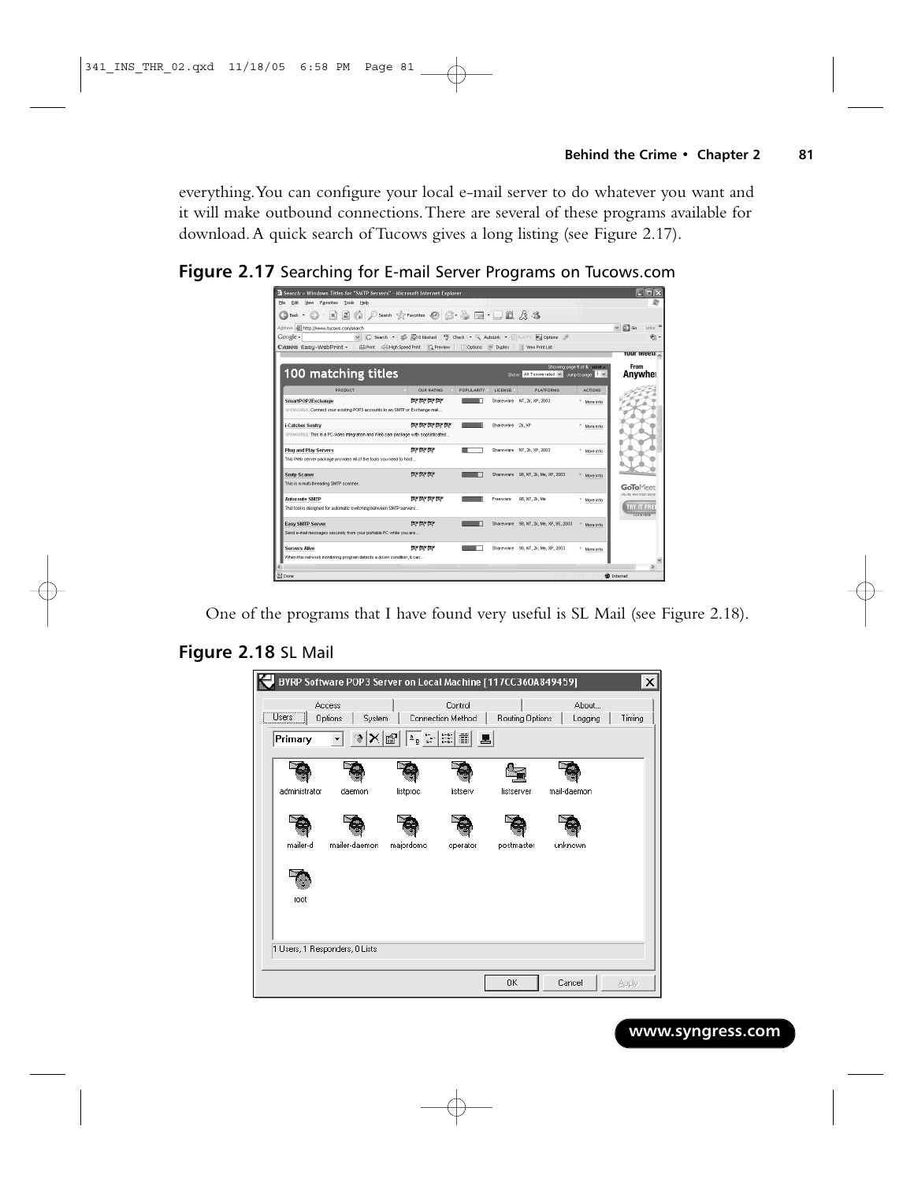everything. You can configure your local e-mail server to do whatever you want and it will make outbound connections. There are several of these programs available for download. A quick search of Tucows gives a long listing (see Figure 2.17).

**Figure 2.17** Searching for E-mail Server Programs on Tucows.com

One of the programs that I have found very useful is SL Mail (see Figure 2.18).

**Figure 2.18** SL Mail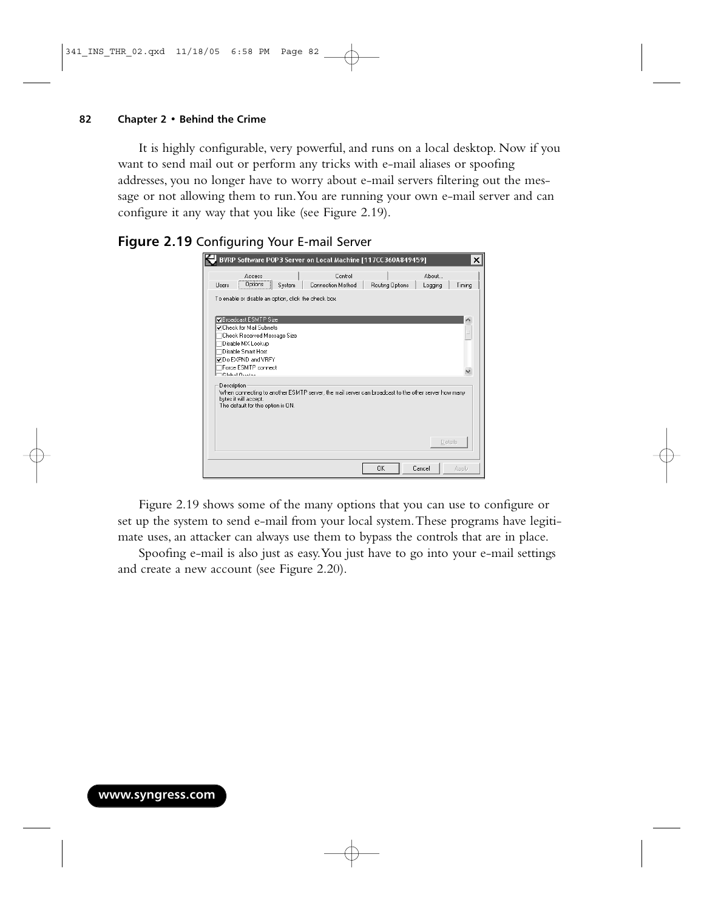It is highly configurable, very powerful, and runs on a local desktop. Now if you want to send mail out or perform any tricks with e-mail aliases or spoofing addresses, you no longer have to worry about e-mail servers filtering out the message or not allowing them to run. You are running your own e-mail server and can configure it any way that you like (see Figure 2.19).

**Figure 2.19** Configuring Your E-mail Server

Figure 2.19 shows some of the many options that you can use to configure or set up the system to send e-mail from your local system. These programs have legitimate uses, an attacker can always use them to bypass the controls that are in place.

Spoofing e-mail is also just as easy. You just have to go into your e-mail settings and create a new account (see Figure 2.20).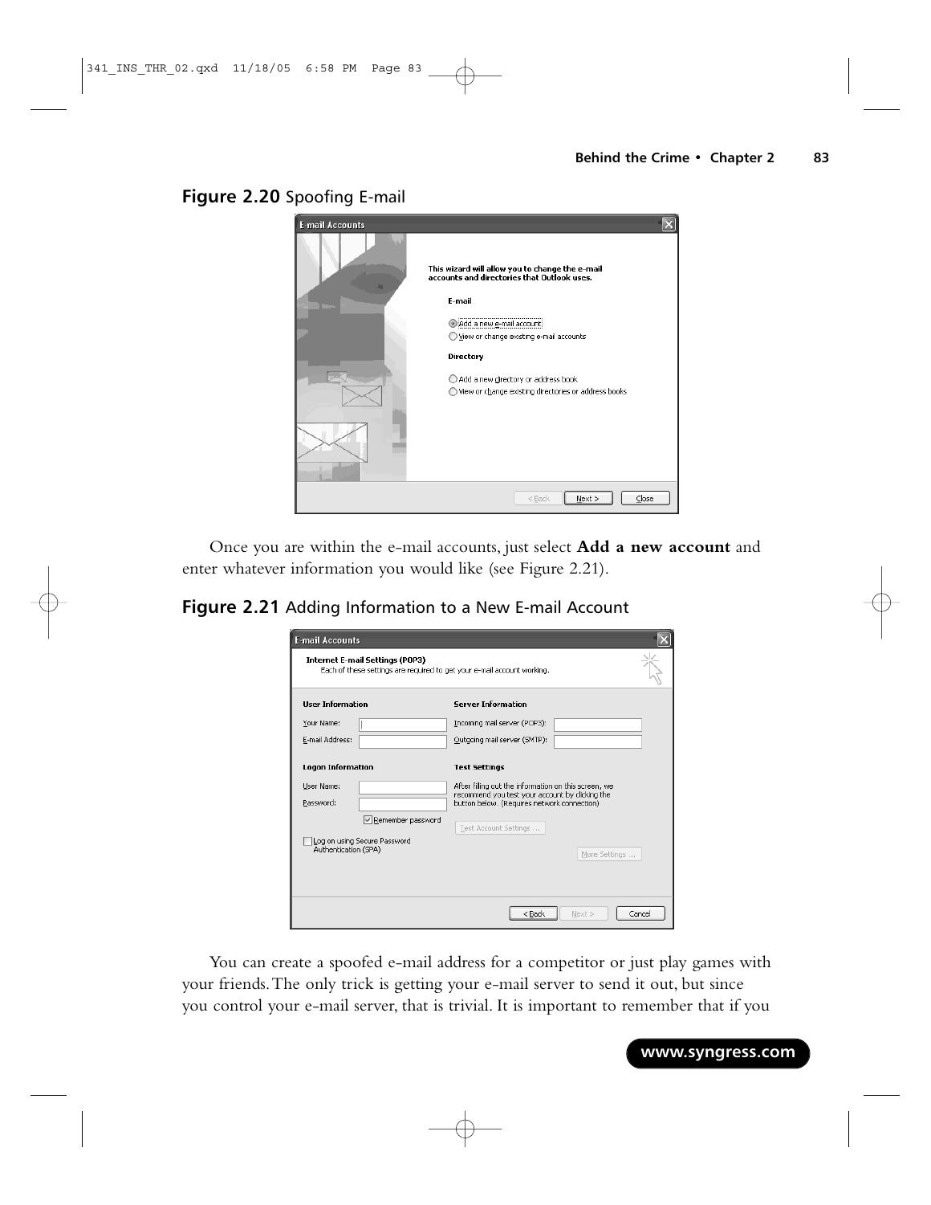**Figure 2.20** Spoofing E-mail

Once you are within the e-mail accounts, just select **Add a new account** and enter whatever information you would like (see Figure 2.21).

**Figure 2.21** Adding Information to a New E-mail Account

You can create a spoofed e-mail address for a competitor or just play games with your friends. The only trick is getting your e-mail server to send it out, but since you control your e-mail server, that is trivial. It is important to remember that if you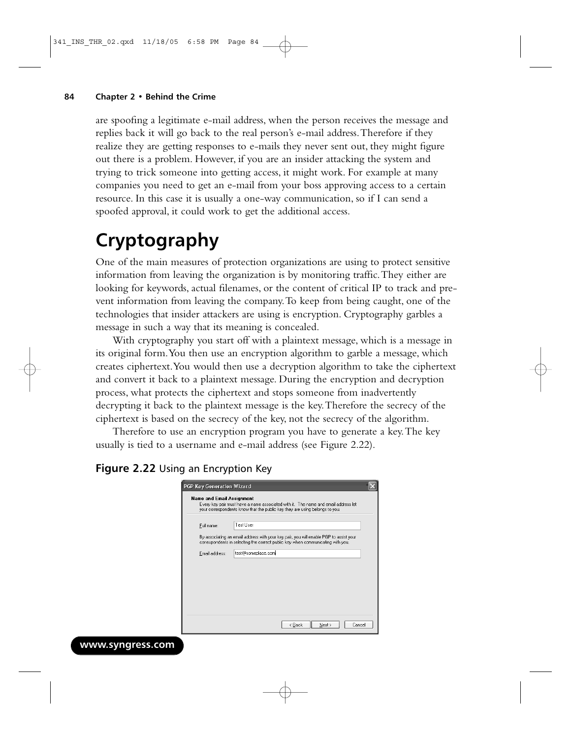are spoofing a legitimate e-mail address, when the person receives the message and replies back it will go back to the real person's e-mail address. Therefore if they realize they are getting responses to e-mails they never sent out, they might figure out there is a problem. However, if you are an insider attacking the system and trying to trick someone into getting access, it might work. For example at many companies you need to get an e-mail from your boss approving access to a certain resource. In this case it is usually a one-way communication, so if I can send a spoofed approval, it could work to get the additional access.

# Cryptography

One of the main measures of protection organizations are using to protect sensitive information from leaving the organization is by monitoring traffic. They either are looking for keywords, actual filenames, or the content of critical IP to track and prevent information from leaving the company. To keep from being caught, one of the technologies that insider attackers are using is encryption. Cryptography garbles a message in such a way that its meaning is concealed.

With cryptography you start off with a plaintext message, which is a message in its original form. You then use an encryption algorithm to garble a message, which creates ciphertext. You would then use a decryption algorithm to take the ciphertext and convert it back to a plaintext message. During the encryption and decryption process, what protects the ciphertext and stops someone from inadvertently decrypting it back to the plaintext message is the key. Therefore the secrecy of the ciphertext is based on the secrecy of the key, not the secrecy of the algorithm.

Therefore to use an encryption program you have to generate a key. The key usually is tied to a username and e-mail address (see Figure 2.22).

**Figure 2.22** Using an Encryption Key

PGP Key Generation Wizard

Name and Email Assignment

Every key pair must have a name associated with it. The name and email address let your correspondents know that the public key they are using belongs to you.

Full name: Test User

By associating an email address with your key pair, you will enable PGP to assist your correspondents in selecting the correct public key when communicating with you.

Email address: test@someplace.com

< Back Next > Cancel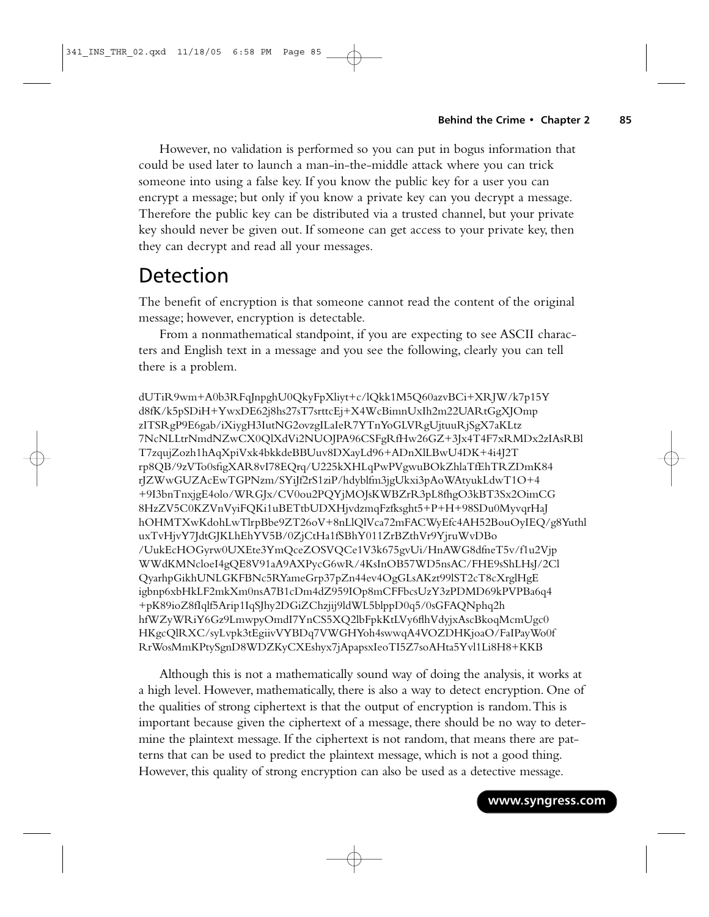However, no validation is performed so you can put in bogus information that could be used later to launch a man-in-the-middle attack where you can trick someone into using a false key. If you know the public key for a user you can encrypt a message; but only if you know a private key can you decrypt a message. Therefore the public key can be distributed via a trusted channel, but your private key should never be given out. If someone can get access to your private key, then they can decrypt and read all your messages.

## Detection

The benefit of encryption is that someone cannot read the content of the original message; however, encryption is detectable.

From a nonmathematical standpoint, if you are expecting to see ASCII characters and English text in a message and you see the following, clearly you can tell there is a problem.

```
dUTiR9wm+A0b3RFqJnpghU0QkyFpXliyt+c/lQkk1M5Q60azvBCi+XRJW/k7p15Y
d8fK/k5pSDiH+YwxDE62j8hs27sT7srttcEj+X4WcBimnUxIh2m22UARtGgXJOmp
zITSRgP9E6gab/iXiygH3IutNG2ovzgILaIeR7YTnYoGLVRgUjtuuRjSgX7aKLtz
7NcNLLtrNmdNZwCX0QlXdVi2NUOJPA96CSFgRfHw26GZ+3Jx4T4F7xRMDx2zIAsRBl
T7zqujZozh1hAqXpiVxk4bkkdeBBUuv8DXayLd96+ADnXlLBwU4DK+4i4J2T
rp8QB/9zVTo0sfigXAR8vI78EQrq/U225kXHLqPwPVgwuBOkZhlaTfEhTRZDmK84
rJZWwGUZAcEwTGPNzm/SYiJf2rS1ziP/hdyblfm3jgUkxi3pAoWAtyukLdwT1O+4
+9I3bnTnxjgE4olo/WRGJx/CV0ou2PQYjMOJsKWBZrR3pL8fhgO3kBT3Sx2OimCG
8HzZV5C0KZVnVyiFQKi1uBETtbUDXHjvdzmqFzfksght5+P+H+98SDu0MyvqrHaJ
hOHMTXwKdohLwTlrpBbe9ZT26oV+8nLlQlVca72mFACWyEfc4AH52BouOyIEQ/g8Yuthl
uxTvHjvY7JdtGJKLhEhYV5B/0ZjCtHa1fSBhY011ZrBZthVr9YjruWvDBo
/UukEcHOGyrw0UXEte3YmQceZOSVQCe1V3k675gvUi/HnAWG8dfneT5v/f1u2Vjp
WWdKMNcloeI4gQE8V91aA9AXPycG6wR/4KsInOB57WD5nsAC/FHE9sShLHsJ/2Cl
QyarhpGikhUNLGKFBNc5RYameGrp37pZn44ev4OgGLsAKzt99lST2cT8cXrglHgE
igbnp6xbHkLF2mkXm0nsA7B1cDm4dZ959IOp8mCFFbcsUzY3zPDMD69kPVPBa6q4
+pK89ioZ8fIqlf5Arip1IqSJhy2DGiZChzjij9ldWL5blppD0q5/0sGFAQNphq2h
hfWZyWRiY6Gz9LmwpyOmdI7YnCS5XQ2lbFpkKtLVy6flhVdyjxAscBkoqMcmUgc0
HKgcQlRXC/syLvpk3tEgiivVYBDq7VWGHYoh4swwqA4VOZDHKjoaO/FaIPayWo0f
RrWosMmKPtySgnD8WDZKyCXEshyx7jApapsxIeoTI5Z7soAHta5Yvl1Li8H8+KKB
```

Although this is not a mathematically sound way of doing the analysis, it works at a high level. However, mathematically, there is also a way to detect encryption. One of the qualities of strong ciphertext is that the output of encryption is random. This is important because given the ciphertext of a message, there should be no way to determine the plaintext message. If the ciphertext is not random, that means there are patterns that can be used to predict the plaintext message, which is not a good thing. However, this quality of strong encryption can also be used as a detective message.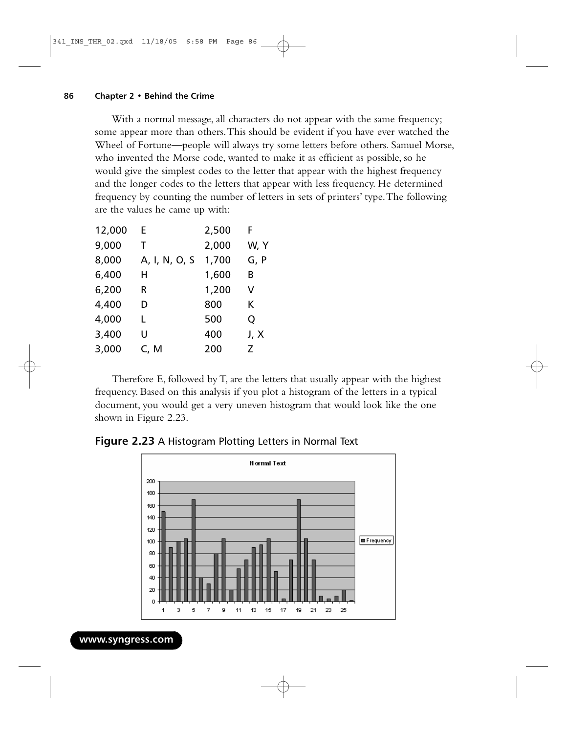With a normal message, all characters do not appear with the same frequency; some appear more than others. This should be evident if you have ever watched the Wheel of Fortune—people will always try some letters before others. Samuel Morse, who invented the Morse code, wanted to make it as efficient as possible, so he would give the simplest codes to the letter that appear with the highest frequency and the longer codes to the letters that appear with less frequency. He determined frequency by counting the number of letters in sets of printers' type. The following are the values he came up with:

| | | | |
|---|---|---|---|
| 12,000 | E | 2,500 | F |
| 9,000 | T | 2,000 | W, Y |
| 8,000 | A, I, N, O, S | 1,700 | G, P |
| 6,400 | H | 1,600 | B |
| 6,200 | R | 1,200 | V |
| 4,400 | D | 800 | K |
| 4,000 | L | 500 | Q |
| 3,400 | U | 400 | J, X |
| 3,000 | C, M | 200 | Z |

Therefore E, followed by T, are the letters that usually appear with the highest frequency. Based on this analysis if you plot a histogram of the letters in a typical document, you would get a very uneven histogram that would look like the one shown in Figure 2.23.

**Figure 2.23** A Histogram Plotting Letters in Normal Text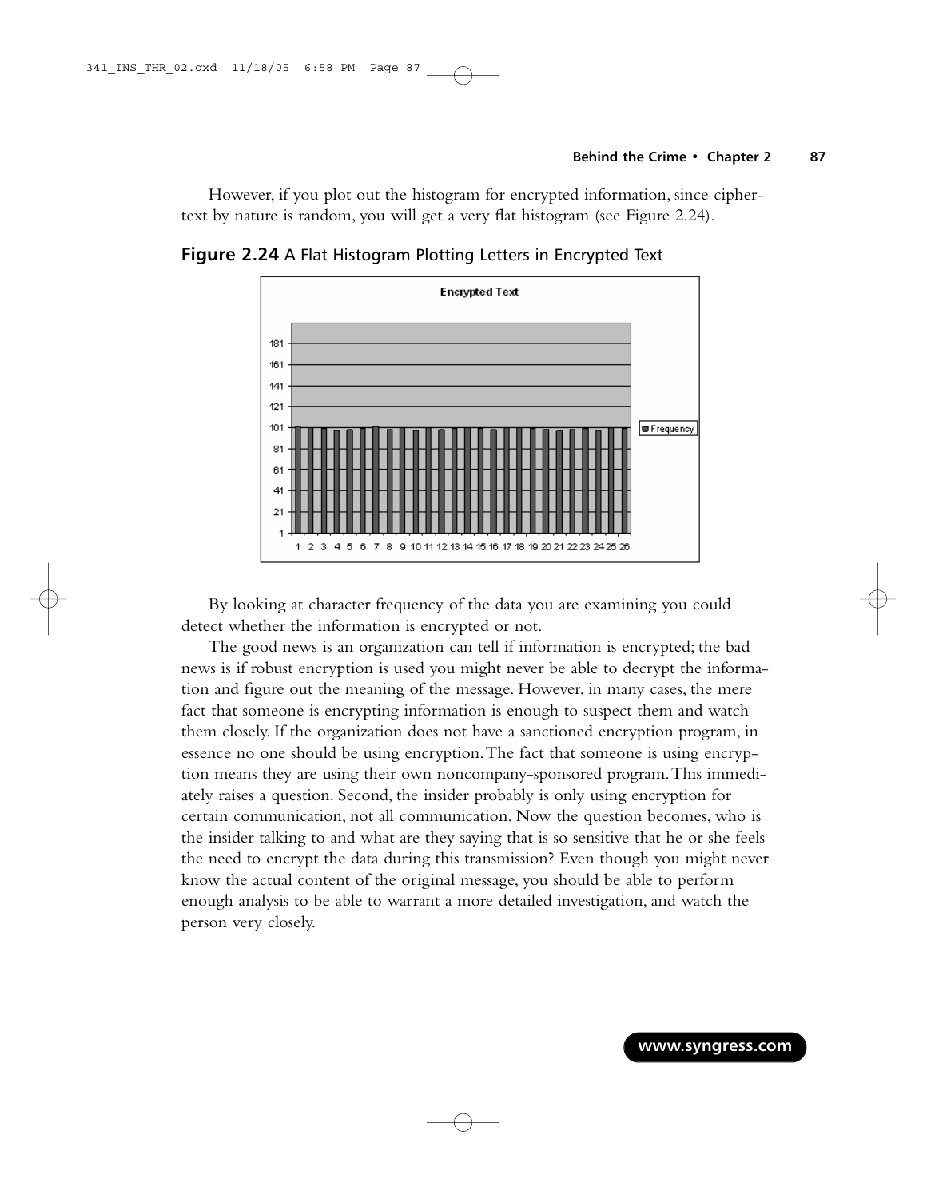However, if you plot out the histogram for encrypted information, since ciphertext by nature is random, you will get a very flat histogram (see Figure 2.24).

**Figure 2.24** A Flat Histogram Plotting Letters in Encrypted Text

By looking at character frequency of the data you are examining you could detect whether the information is encrypted or not.

The good news is an organization can tell if information is encrypted; the bad news is if robust encryption is used you might never be able to decrypt the information and figure out the meaning of the message. However, in many cases, the mere fact that someone is encrypting information is enough to suspect them and watch them closely. If the organization does not have a sanctioned encryption program, in essence no one should be using encryption. The fact that someone is using encryption means they are using their own noncompany-sponsored program. This immediately raises a question. Second, the insider probably is only using encryption for certain communication, not all communication. Now the question becomes, who is the insider talking to and what are they saying that is so sensitive that he or she feels the need to encrypt the data during this transmission? Even though you might never know the actual content of the original message, you should be able to perform enough analysis to be able to warrant a more detailed investigation, and watch the person very closely.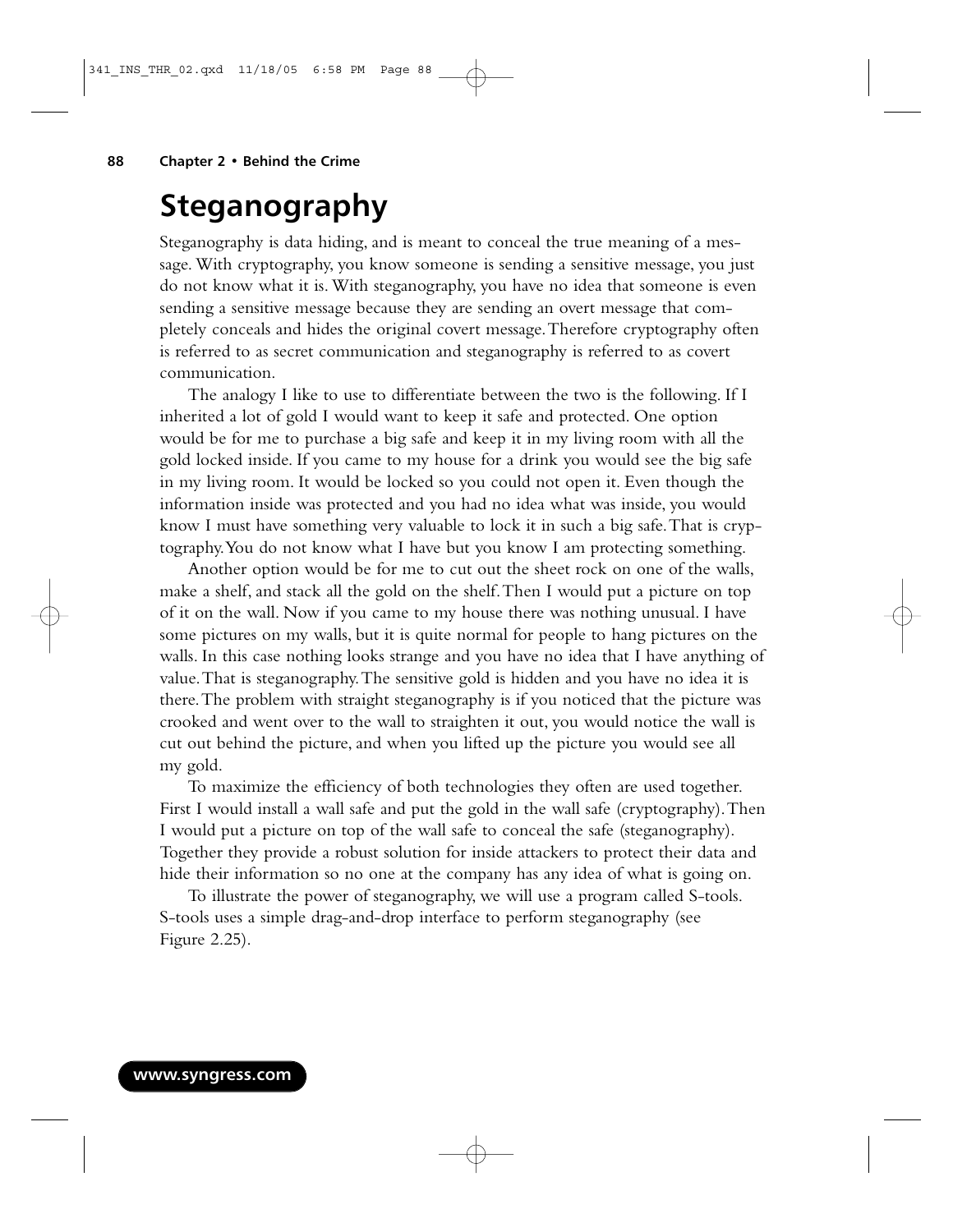# Steganography

Steganography is data hiding, and is meant to conceal the true meaning of a message. With cryptography, you know someone is sending a sensitive message, you just do not know what it is. With steganography, you have no idea that someone is even sending a sensitive message because they are sending an overt message that completely conceals and hides the original covert message. Therefore cryptography often is referred to as secret communication and steganography is referred to as covert communication.

The analogy I like to use to differentiate between the two is the following. If I inherited a lot of gold I would want to keep it safe and protected. One option would be for me to purchase a big safe and keep it in my living room with all the gold locked inside. If you came to my house for a drink you would see the big safe in my living room. It would be locked so you could not open it. Even though the information inside was protected and you had no idea what was inside, you would know I must have something very valuable to lock it in such a big safe. That is cryptography. You do not know what I have but you know I am protecting something.

Another option would be for me to cut out the sheet rock on one of the walls, make a shelf, and stack all the gold on the shelf. Then I would put a picture on top of it on the wall. Now if you came to my house there was nothing unusual. I have some pictures on my walls, but it is quite normal for people to hang pictures on the walls. In this case nothing looks strange and you have no idea that I have anything of value. That is steganography. The sensitive gold is hidden and you have no idea it is there. The problem with straight steganography is if you noticed that the picture was crooked and went over to the wall to straighten it out, you would notice the wall is cut out behind the picture, and when you lifted up the picture you would see all my gold.

To maximize the efficiency of both technologies they often are used together. First I would install a wall safe and put the gold in the wall safe (cryptography). Then I would put a picture on top of the wall safe to conceal the safe (steganography). Together they provide a robust solution for inside attackers to protect their data and hide their information so no one at the company has any idea of what is going on.

To illustrate the power of steganography, we will use a program called S-tools. S-tools uses a simple drag-and-drop interface to perform steganography (see Figure 2.25).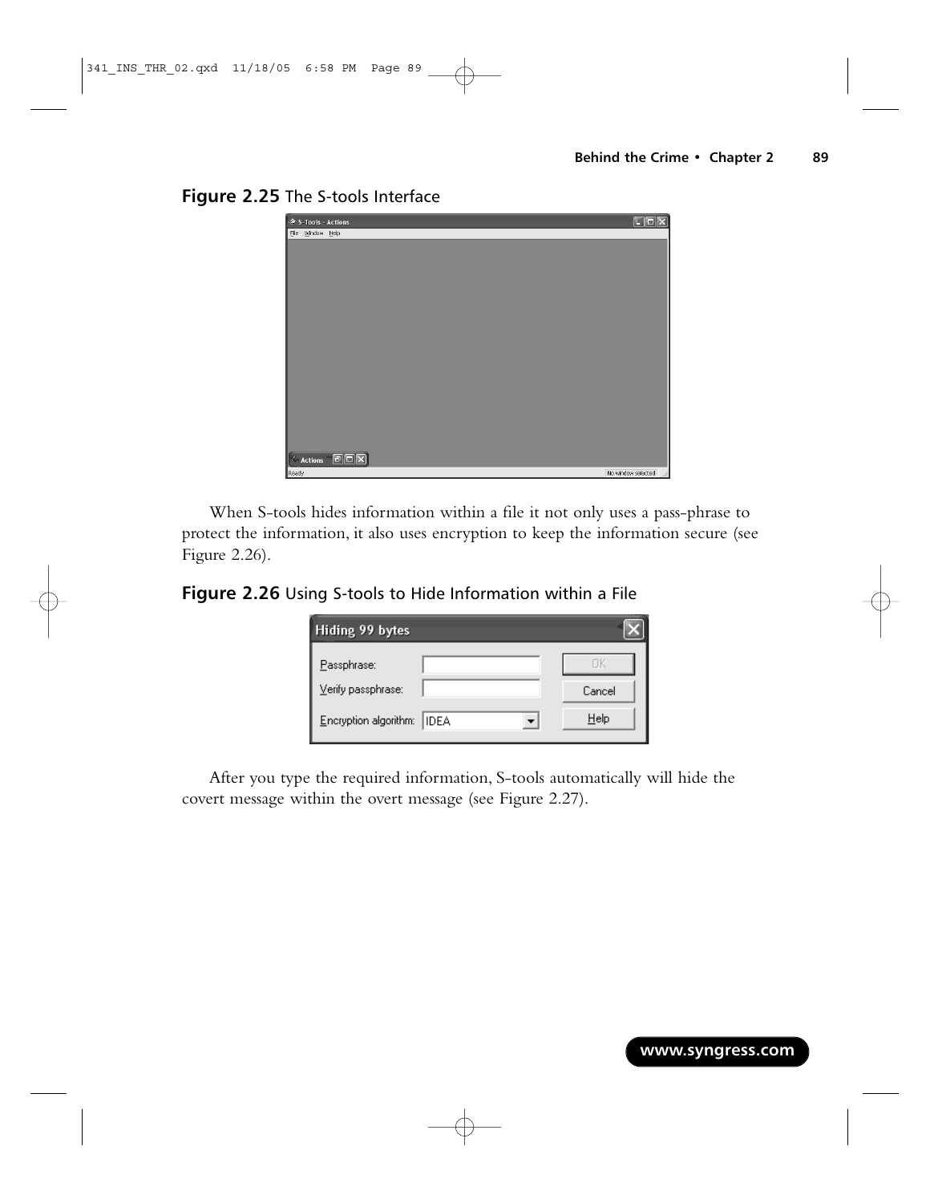**Figure 2.25** The S-tools Interface

When S-tools hides information within a file it not only uses a pass-phrase to protect the information, it also uses encryption to keep the information secure (see Figure 2.26).

**Figure 2.26** Using S-tools to Hide Information within a File

After you type the required information, S-tools automatically will hide the covert message within the overt message (see Figure 2.27).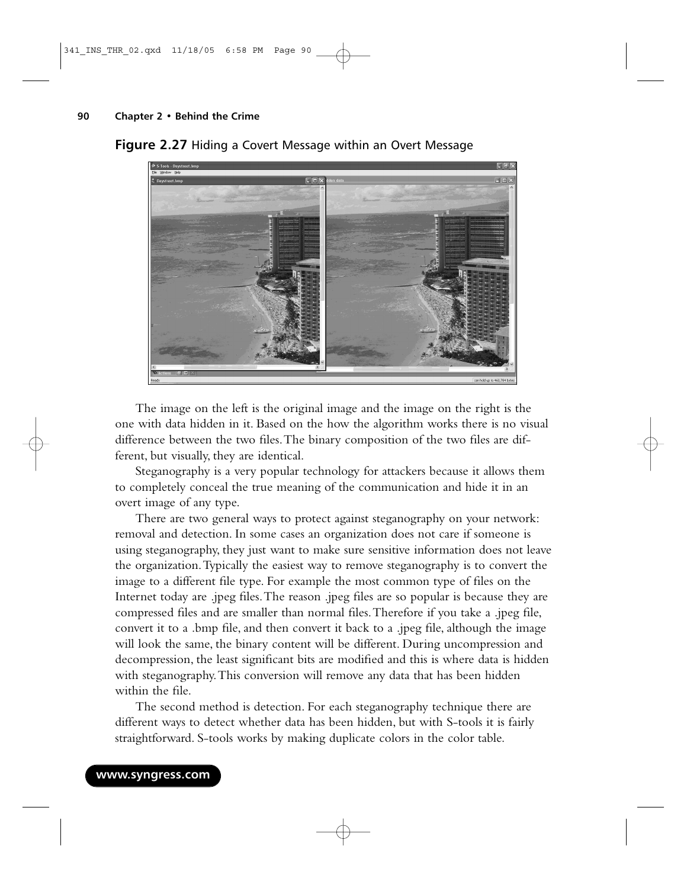**Figure 2.27** Hiding a Covert Message within an Overt Message

The image on the left is the original image and the image on the right is the one with data hidden in it. Based on the how the algorithm works there is no visual difference between the two files. The binary composition of the two files are different, but visually, they are identical.

Steganography is a very popular technology for attackers because it allows them to completely conceal the true meaning of the communication and hide it in an overt image of any type.

There are two general ways to protect against steganography on your network: removal and detection. In some cases an organization does not care if someone is using steganography, they just want to make sure sensitive information does not leave the organization. Typically the easiest way to remove steganography is to convert the image to a different file type. For example the most common type of files on the Internet today are .jpeg files. The reason .jpeg files are so popular is because they are compressed files and are smaller than normal files. Therefore if you take a .jpeg file, convert it to a .bmp file, and then convert it back to a .jpeg file, although the image will look the same, the binary content will be different. During uncompression and decompression, the least significant bits are modified and this is where data is hidden with steganography. This conversion will remove any data that has been hidden within the file.

The second method is detection. For each steganography technique there are different ways to detect whether data has been hidden, but with S-tools it is fairly straightforward. S-tools works by making duplicate colors in the color table.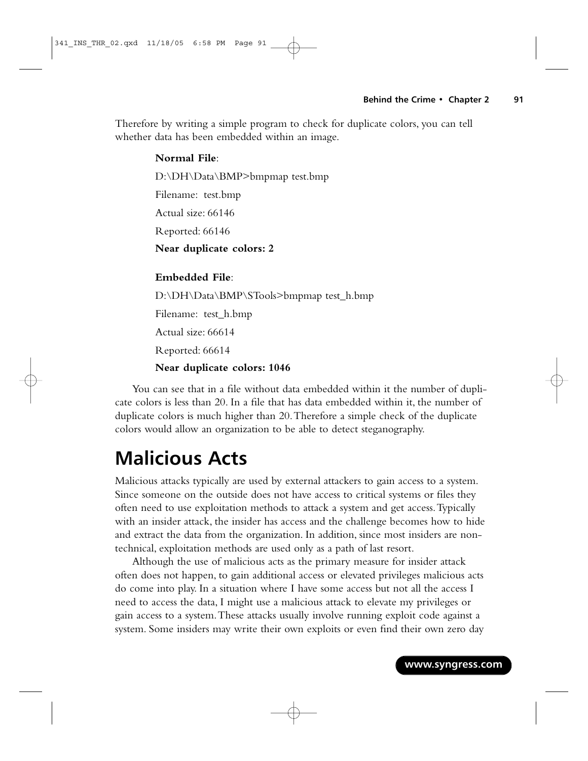Therefore by writing a simple program to check for duplicate colors, you can tell whether data has been embedded within an image.

**Normal File**:

D:\DH\Data\BMP>bmpmap test.bmp

Filename: test.bmp

Actual size: 66146

Reported: 66146

**Near duplicate colors: 2**

**Embedded File**:

D:\DH\Data\BMP\STools>bmpmap test_h.bmp

Filename: test_h.bmp

Actual size: 66614

Reported: 66614

**Near duplicate colors: 1046**

You can see that in a file without data embedded within it the number of duplicate colors is less than 20. In a file that has data embedded within it, the number of duplicate colors is much higher than 20. Therefore a simple check of the duplicate colors would allow an organization to be able to detect steganography.

# Malicious Acts

Malicious attacks typically are used by external attackers to gain access to a system. Since someone on the outside does not have access to critical systems or files they often need to use exploitation methods to attack a system and get access. Typically with an insider attack, the insider has access and the challenge becomes how to hide and extract the data from the organization. In addition, since most insiders are non-technical, exploitation methods are used only as a path of last resort.

Although the use of malicious acts as the primary measure for insider attack often does not happen, to gain additional access or elevated privileges malicious acts do come into play. In a situation where I have some access but not all the access I need to access the data, I might use a malicious attack to elevate my privileges or gain access to a system. These attacks usually involve running exploit code against a system. Some insiders may write their own exploits or even find their own zero day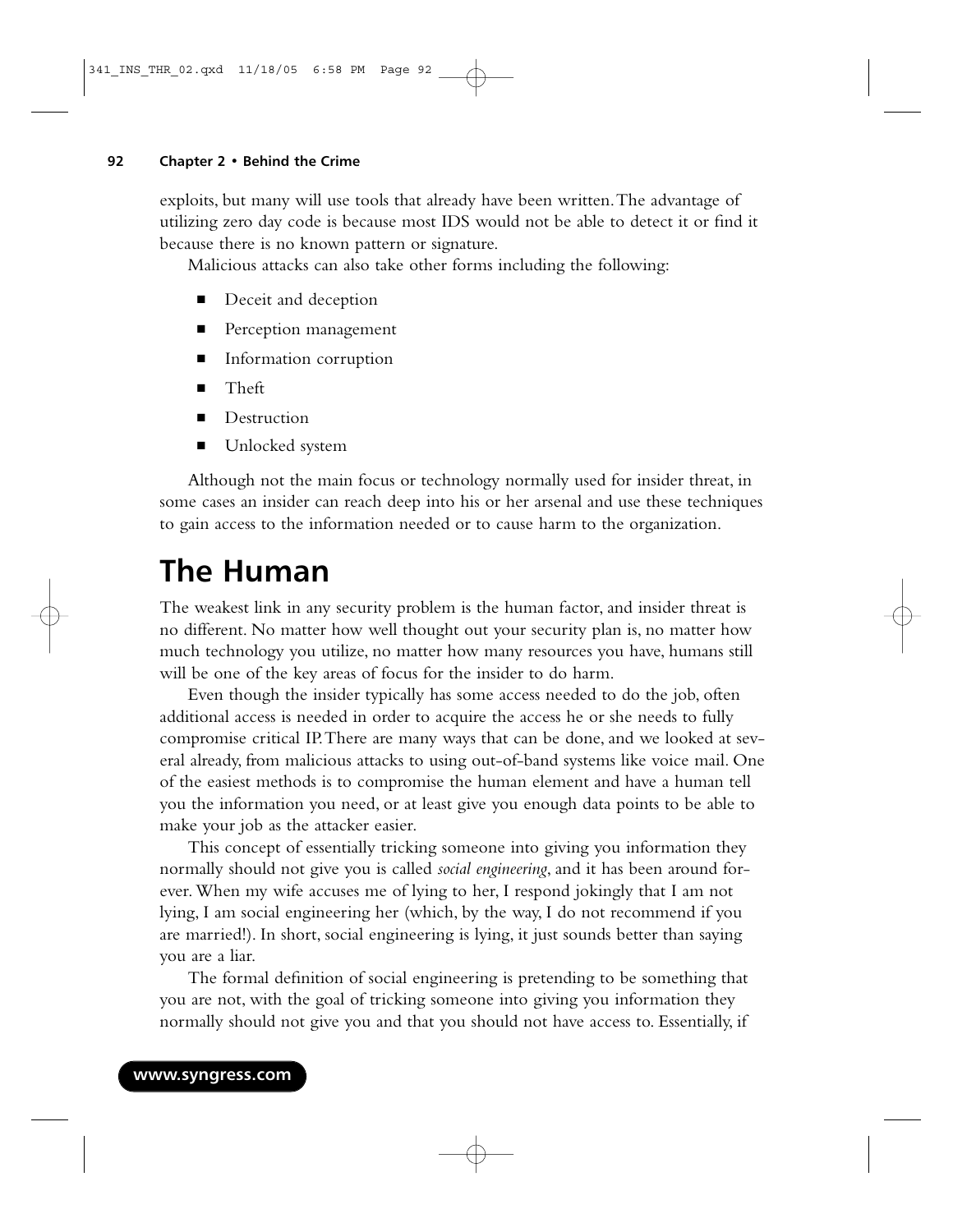exploits, but many will use tools that already have been written. The advantage of utilizing zero day code is because most IDS would not be able to detect it or find it because there is no known pattern or signature.

Malicious attacks can also take other forms including the following:

- Deceit and deception
- Perception management
- Information corruption
- Theft
- Destruction
- Unlocked system

Although not the main focus or technology normally used for insider threat, in some cases an insider can reach deep into his or her arsenal and use these techniques to gain access to the information needed or to cause harm to the organization.

# The Human

The weakest link in any security problem is the human factor, and insider threat is no different. No matter how well thought out your security plan is, no matter how much technology you utilize, no matter how many resources you have, humans still will be one of the key areas of focus for the insider to do harm.

Even though the insider typically has some access needed to do the job, often additional access is needed in order to acquire the access he or she needs to fully compromise critical IP. There are many ways that can be done, and we looked at several already, from malicious attacks to using out-of-band systems like voice mail. One of the easiest methods is to compromise the human element and have a human tell you the information you need, or at least give you enough data points to be able to make your job as the attacker easier.

This concept of essentially tricking someone into giving you information they normally should not give you is called *social engineering*, and it has been around forever. When my wife accuses me of lying to her, I respond jokingly that I am not lying, I am social engineering her (which, by the way, I do not recommend if you are married!). In short, social engineering is lying, it just sounds better than saying you are a liar.

The formal definition of social engineering is pretending to be something that you are not, with the goal of tricking someone into giving you information they normally should not give you and that you should not have access to. Essentially, if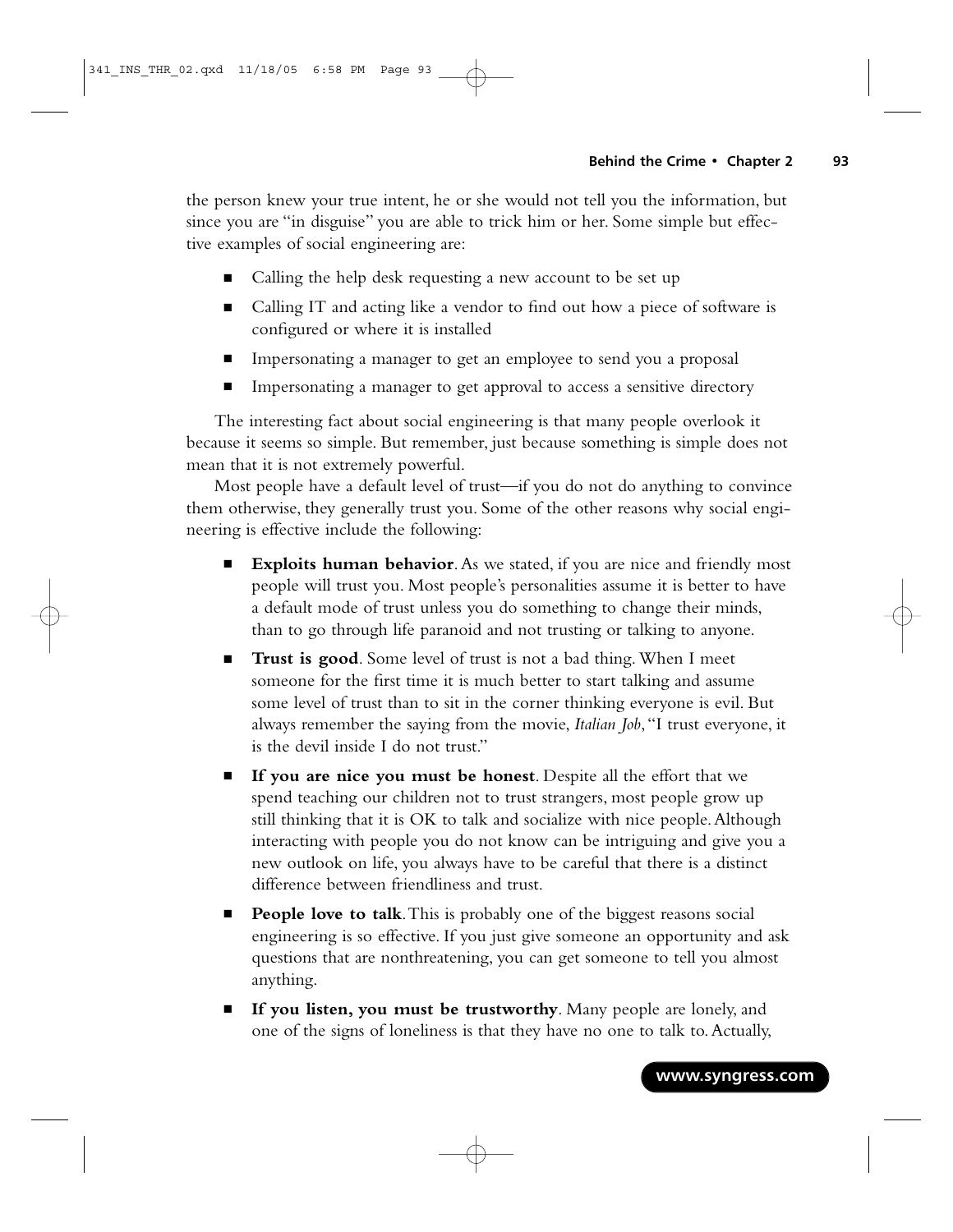the person knew your true intent, he or she would not tell you the information, but since you are "in disguise" you are able to trick him or her. Some simple but effective examples of social engineering are:

- Calling the help desk requesting a new account to be set up
- Calling IT and acting like a vendor to find out how a piece of software is configured or where it is installed
- Impersonating a manager to get an employee to send you a proposal
- Impersonating a manager to get approval to access a sensitive directory

The interesting fact about social engineering is that many people overlook it because it seems so simple. But remember, just because something is simple does not mean that it is not extremely powerful.

Most people have a default level of trust—if you do not do anything to convince them otherwise, they generally trust you. Some of the other reasons why social engineering is effective include the following:

- **Exploits human behavior**. As we stated, if you are nice and friendly most people will trust you. Most people's personalities assume it is better to have a default mode of trust unless you do something to change their minds, than to go through life paranoid and not trusting or talking to anyone.
- **Trust is good**. Some level of trust is not a bad thing. When I meet someone for the first time it is much better to start talking and assume some level of trust than to sit in the corner thinking everyone is evil. But always remember the saying from the movie, *Italian Job*, "I trust everyone, it is the devil inside I do not trust."
- **If you are nice you must be honest**. Despite all the effort that we spend teaching our children not to trust strangers, most people grow up still thinking that it is OK to talk and socialize with nice people. Although interacting with people you do not know can be intriguing and give you a new outlook on life, you always have to be careful that there is a distinct difference between friendliness and trust.
- **People love to talk**. This is probably one of the biggest reasons social engineering is so effective. If you just give someone an opportunity and ask questions that are nonthreatening, you can get someone to tell you almost anything.
- **If you listen, you must be trustworthy**. Many people are lonely, and one of the signs of loneliness is that they have no one to talk to. Actually,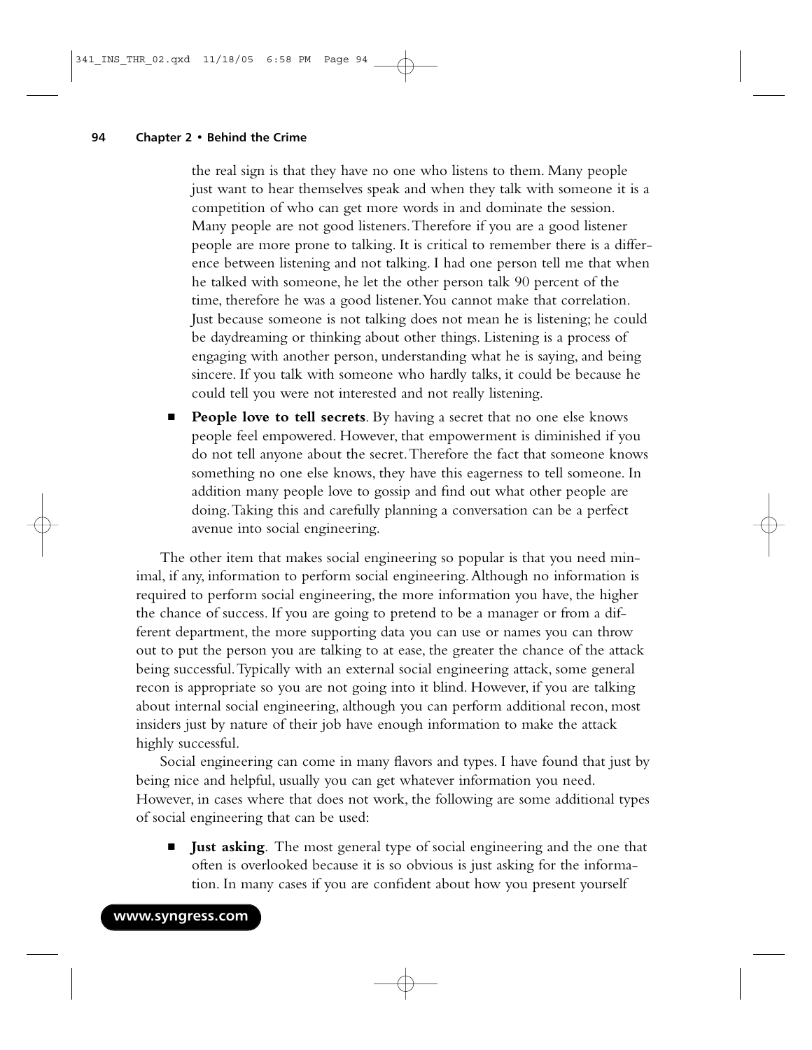the real sign is that they have no one who listens to them. Many people just want to hear themselves speak and when they talk with someone it is a competition of who can get more words in and dominate the session. Many people are not good listeners. Therefore if you are a good listener people are more prone to talking. It is critical to remember there is a difference between listening and not talking. I had one person tell me that when he talked with someone, he let the other person talk 90 percent of the time, therefore he was a good listener. You cannot make that correlation. Just because someone is not talking does not mean he is listening; he could be daydreaming or thinking about other things. Listening is a process of engaging with another person, understanding what he is saying, and being sincere. If you talk with someone who hardly talks, it could be because he could tell you were not interested and not really listening.

- **People love to tell secrets**. By having a secret that no one else knows people feel empowered. However, that empowerment is diminished if you do not tell anyone about the secret. Therefore the fact that someone knows something no one else knows, they have this eagerness to tell someone. In addition many people love to gossip and find out what other people are doing. Taking this and carefully planning a conversation can be a perfect avenue into social engineering.

The other item that makes social engineering so popular is that you need minimal, if any, information to perform social engineering. Although no information is required to perform social engineering, the more information you have, the higher the chance of success. If you are going to pretend to be a manager or from a different department, the more supporting data you can use or names you can throw out to put the person you are talking to at ease, the greater the chance of the attack being successful. Typically with an external social engineering attack, some general recon is appropriate so you are not going into it blind. However, if you are talking about internal social engineering, although you can perform additional recon, most insiders just by nature of their job have enough information to make the attack highly successful.

Social engineering can come in many flavors and types. I have found that just by being nice and helpful, usually you can get whatever information you need. However, in cases where that does not work, the following are some additional types of social engineering that can be used:

- **Just asking**. The most general type of social engineering and the one that often is overlooked because it is so obvious is just asking for the information. In many cases if you are confident about how you present yourself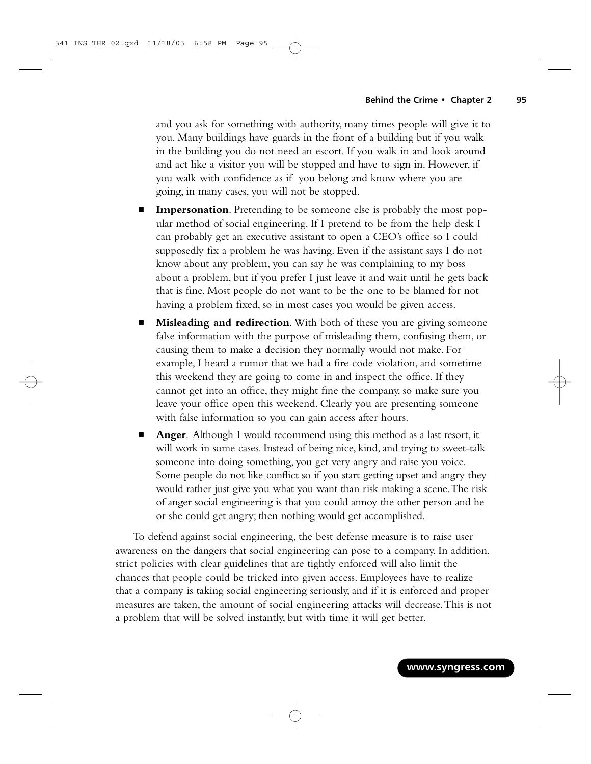and you ask for something with authority, many times people will give it to you. Many buildings have guards in the front of a building but if you walk in the building you do not need an escort. If you walk in and look around and act like a visitor you will be stopped and have to sign in. However, if you walk with confidence as if you belong and know where you are going, in many cases, you will not be stopped.

- **Impersonation**. Pretending to be someone else is probably the most popular method of social engineering. If I pretend to be from the help desk I can probably get an executive assistant to open a CEO's office so I could supposedly fix a problem he was having. Even if the assistant says I do not know about any problem, you can say he was complaining to my boss about a problem, but if you prefer I just leave it and wait until he gets back that is fine. Most people do not want to be the one to be blamed for not having a problem fixed, so in most cases you would be given access.
- **Misleading and redirection**. With both of these you are giving someone false information with the purpose of misleading them, confusing them, or causing them to make a decision they normally would not make. For example, I heard a rumor that we had a fire code violation, and sometime this weekend they are going to come in and inspect the office. If they cannot get into an office, they might fine the company, so make sure you leave your office open this weekend. Clearly you are presenting someone with false information so you can gain access after hours.
- **Anger**. Although I would recommend using this method as a last resort, it will work in some cases. Instead of being nice, kind, and trying to sweet-talk someone into doing something, you get very angry and raise you voice. Some people do not like conflict so if you start getting upset and angry they would rather just give you what you want than risk making a scene. The risk of anger social engineering is that you could annoy the other person and he or she could get angry; then nothing would get accomplished.

To defend against social engineering, the best defense measure is to raise user awareness on the dangers that social engineering can pose to a company. In addition, strict policies with clear guidelines that are tightly enforced will also limit the chances that people could be tricked into given access. Employees have to realize that a company is taking social engineering seriously, and if it is enforced and proper measures are taken, the amount of social engineering attacks will decrease. This is not a problem that will be solved instantly, but with time it will get better.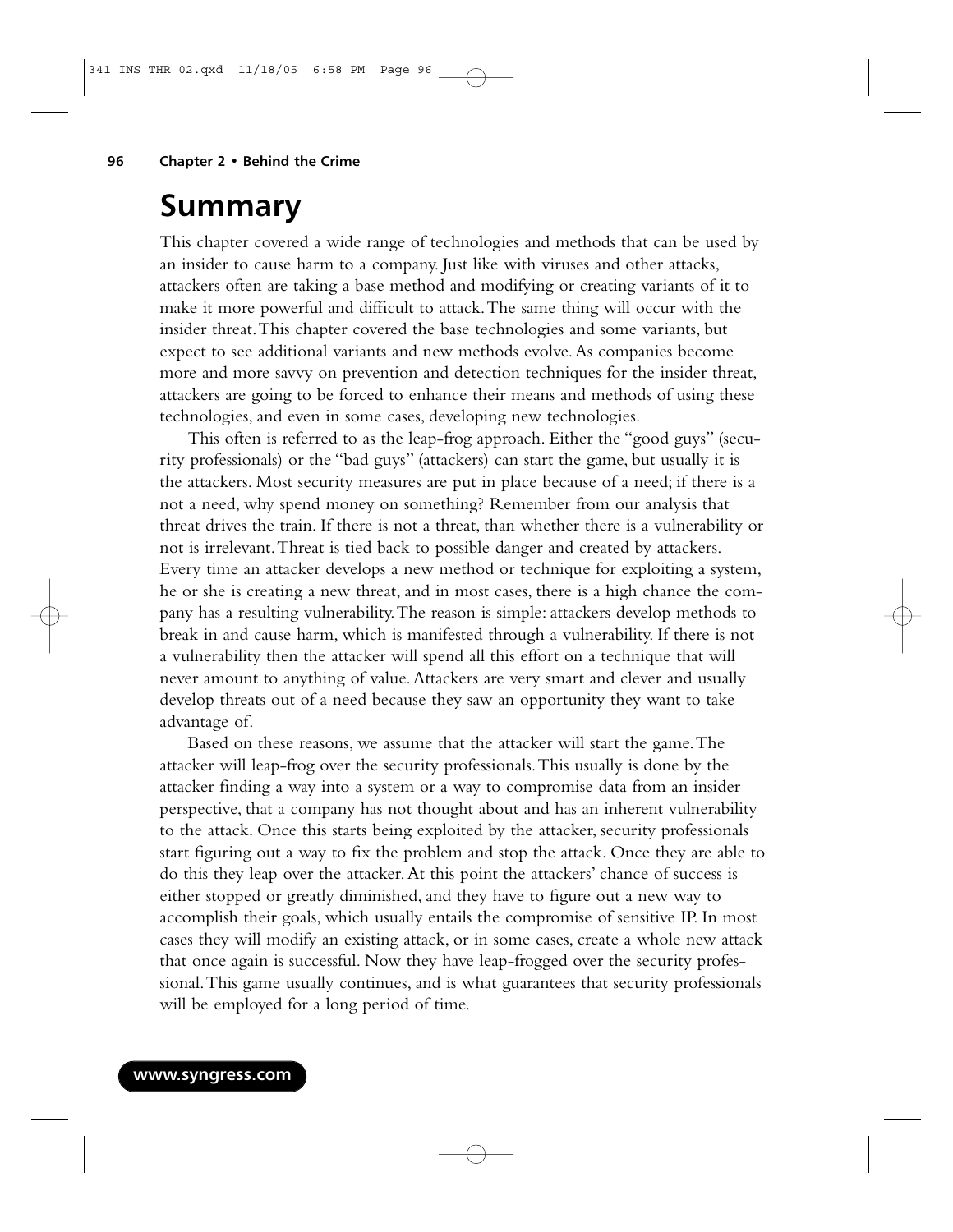# Summary

This chapter covered a wide range of technologies and methods that can be used by an insider to cause harm to a company. Just like with viruses and other attacks, attackers often are taking a base method and modifying or creating variants of it to make it more powerful and difficult to attack. The same thing will occur with the insider threat. This chapter covered the base technologies and some variants, but expect to see additional variants and new methods evolve. As companies become more and more savvy on prevention and detection techniques for the insider threat, attackers are going to be forced to enhance their means and methods of using these technologies, and even in some cases, developing new technologies.

This often is referred to as the leap-frog approach. Either the "good guys" (security professionals) or the "bad guys" (attackers) can start the game, but usually it is the attackers. Most security measures are put in place because of a need; if there is a not a need, why spend money on something? Remember from our analysis that threat drives the train. If there is not a threat, than whether there is a vulnerability or not is irrelevant. Threat is tied back to possible danger and created by attackers. Every time an attacker develops a new method or technique for exploiting a system, he or she is creating a new threat, and in most cases, there is a high chance the company has a resulting vulnerability. The reason is simple: attackers develop methods to break in and cause harm, which is manifested through a vulnerability. If there is not a vulnerability then the attacker will spend all this effort on a technique that will never amount to anything of value. Attackers are very smart and clever and usually develop threats out of a need because they saw an opportunity they want to take advantage of.

Based on these reasons, we assume that the attacker will start the game. The attacker will leap-frog over the security professionals. This usually is done by the attacker finding a way into a system or a way to compromise data from an insider perspective, that a company has not thought about and has an inherent vulnerability to the attack. Once this starts being exploited by the attacker, security professionals start figuring out a way to fix the problem and stop the attack. Once they are able to do this they leap over the attacker. At this point the attackers' chance of success is either stopped or greatly diminished, and they have to figure out a new way to accomplish their goals, which usually entails the compromise of sensitive IP. In most cases they will modify an existing attack, or in some cases, create a whole new attack that once again is successful. Now they have leap-frogged over the security professional. This game usually continues, and is what guarantees that security professionals will be employed for a long period of time.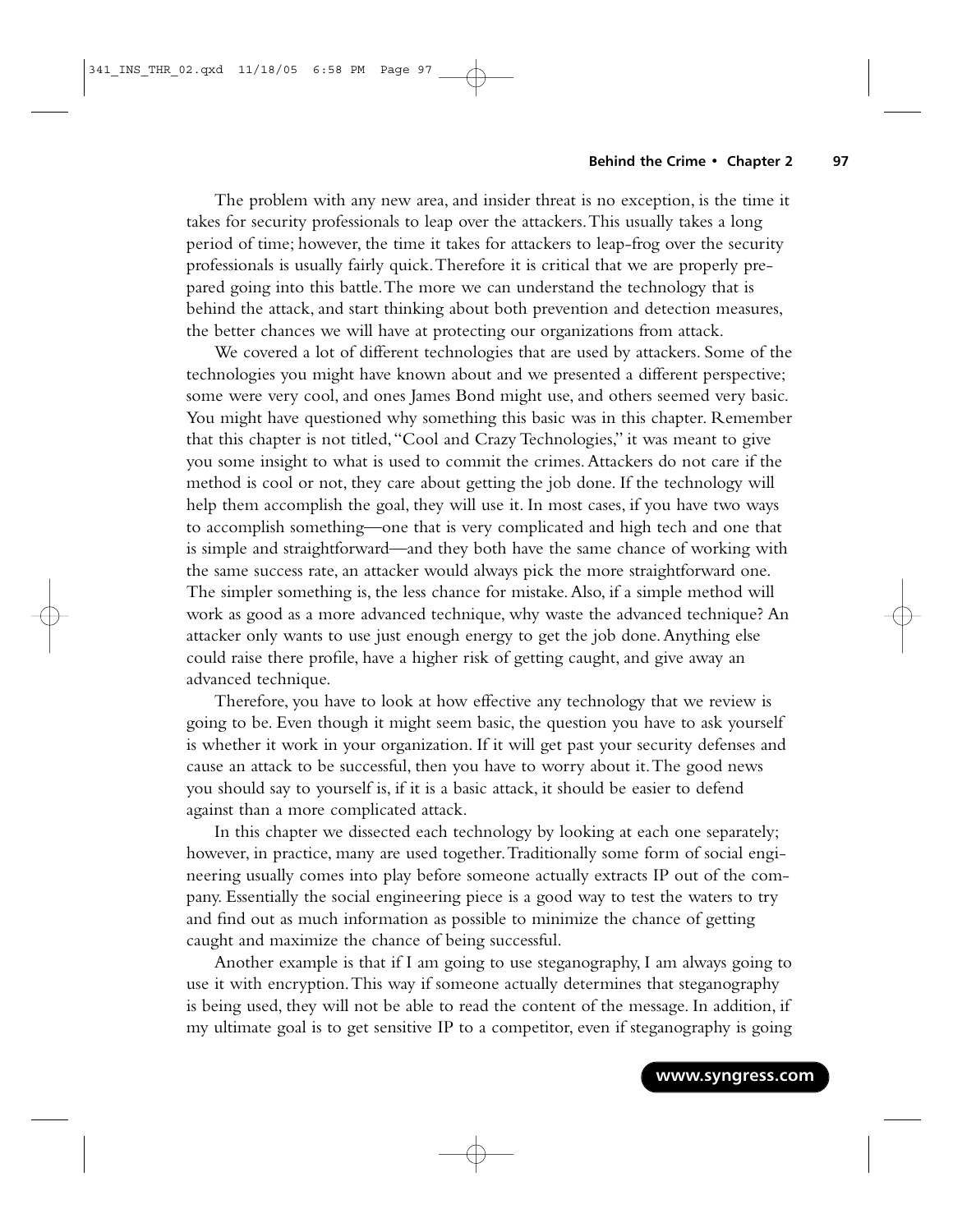The problem with any new area, and insider threat is no exception, is the time it takes for security professionals to leap over the attackers. This usually takes a long period of time; however, the time it takes for attackers to leap-frog over the security professionals is usually fairly quick. Therefore it is critical that we are properly prepared going into this battle. The more we can understand the technology that is behind the attack, and start thinking about both prevention and detection measures, the better chances we will have at protecting our organizations from attack.

We covered a lot of different technologies that are used by attackers. Some of the technologies you might have known about and we presented a different perspective; some were very cool, and ones James Bond might use, and others seemed very basic. You might have questioned why something this basic was in this chapter. Remember that this chapter is not titled, "Cool and Crazy Technologies," it was meant to give you some insight to what is used to commit the crimes. Attackers do not care if the method is cool or not, they care about getting the job done. If the technology will help them accomplish the goal, they will use it. In most cases, if you have two ways to accomplish something—one that is very complicated and high tech and one that is simple and straightforward—and they both have the same chance of working with the same success rate, an attacker would always pick the more straightforward one. The simpler something is, the less chance for mistake. Also, if a simple method will work as good as a more advanced technique, why waste the advanced technique? An attacker only wants to use just enough energy to get the job done. Anything else could raise there profile, have a higher risk of getting caught, and give away an advanced technique.

Therefore, you have to look at how effective any technology that we review is going to be. Even though it might seem basic, the question you have to ask yourself is whether it work in your organization. If it will get past your security defenses and cause an attack to be successful, then you have to worry about it. The good news you should say to yourself is, if it is a basic attack, it should be easier to defend against than a more complicated attack.

In this chapter we dissected each technology by looking at each one separately; however, in practice, many are used together. Traditionally some form of social engineering usually comes into play before someone actually extracts IP out of the company. Essentially the social engineering piece is a good way to test the waters to try and find out as much information as possible to minimize the chance of getting caught and maximize the chance of being successful.

Another example is that if I am going to use steganography, I am always going to use it with encryption. This way if someone actually determines that steganography is being used, they will not be able to read the content of the message. In addition, if my ultimate goal is to get sensitive IP to a competitor, even if steganography is going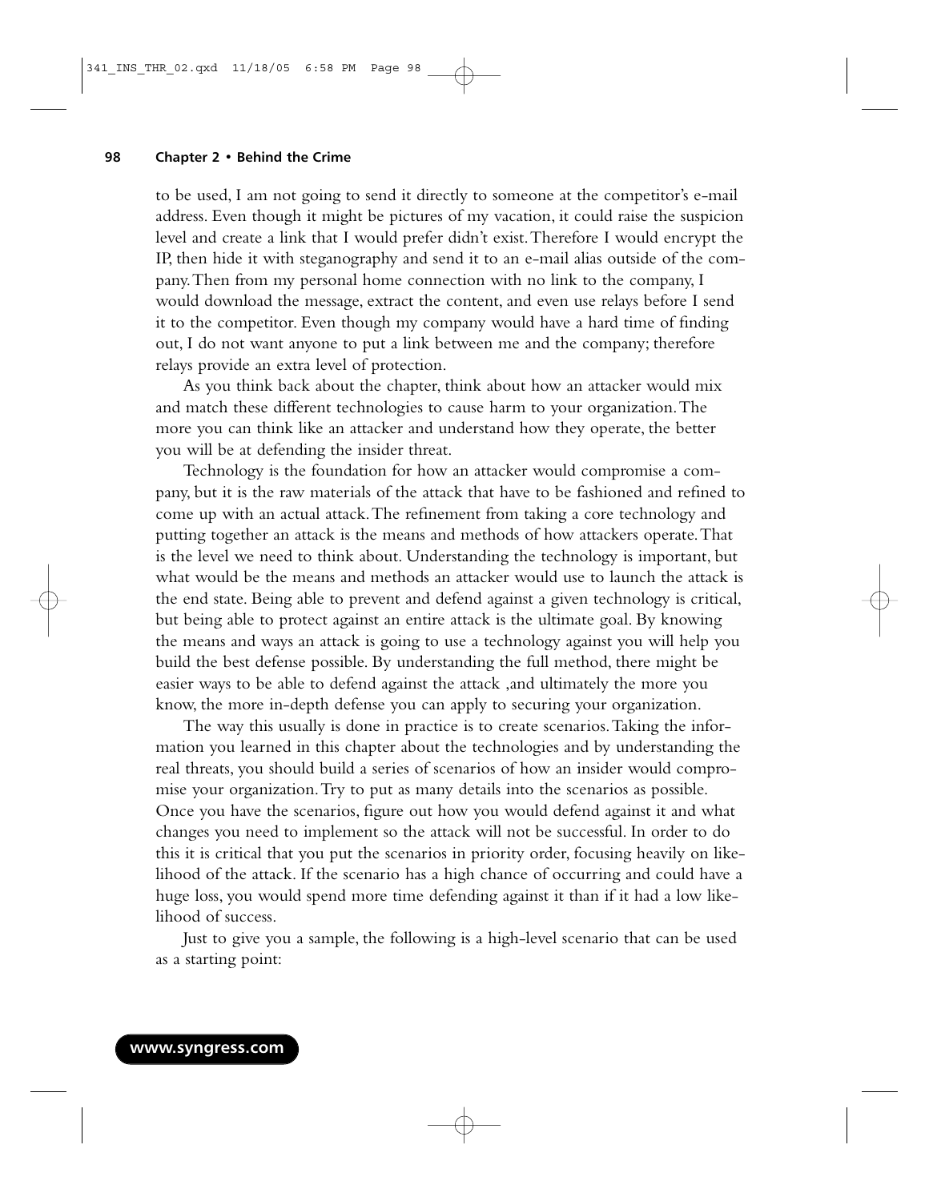to be used, I am not going to send it directly to someone at the competitor's e-mail address. Even though it might be pictures of my vacation, it could raise the suspicion level and create a link that I would prefer didn't exist. Therefore I would encrypt the IP, then hide it with steganography and send it to an e-mail alias outside of the company. Then from my personal home connection with no link to the company, I would download the message, extract the content, and even use relays before I send it to the competitor. Even though my company would have a hard time of finding out, I do not want anyone to put a link between me and the company; therefore relays provide an extra level of protection.

As you think back about the chapter, think about how an attacker would mix and match these different technologies to cause harm to your organization. The more you can think like an attacker and understand how they operate, the better you will be at defending the insider threat.

Technology is the foundation for how an attacker would compromise a company, but it is the raw materials of the attack that have to be fashioned and refined to come up with an actual attack. The refinement from taking a core technology and putting together an attack is the means and methods of how attackers operate. That is the level we need to think about. Understanding the technology is important, but what would be the means and methods an attacker would use to launch the attack is the end state. Being able to prevent and defend against a given technology is critical, but being able to protect against an entire attack is the ultimate goal. By knowing the means and ways an attack is going to use a technology against you will help you build the best defense possible. By understanding the full method, there might be easier ways to be able to defend against the attack ,and ultimately the more you know, the more in-depth defense you can apply to securing your organization.

The way this usually is done in practice is to create scenarios. Taking the information you learned in this chapter about the technologies and by understanding the real threats, you should build a series of scenarios of how an insider would compromise your organization. Try to put as many details into the scenarios as possible. Once you have the scenarios, figure out how you would defend against it and what changes you need to implement so the attack will not be successful. In order to do this it is critical that you put the scenarios in priority order, focusing heavily on likelihood of the attack. If the scenario has a high chance of occurring and could have a huge loss, you would spend more time defending against it than if it had a low likelihood of success.

Just to give you a sample, the following is a high-level scenario that can be used as a starting point: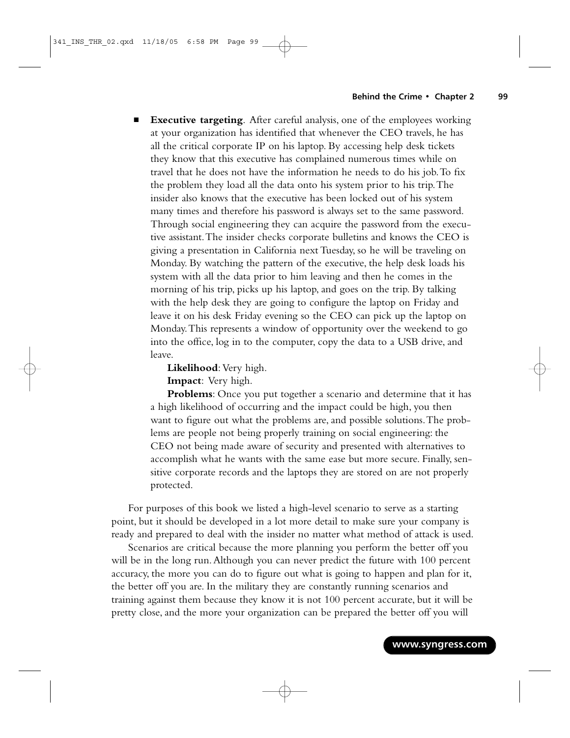- **Executive targeting**. After careful analysis, one of the employees working at your organization has identified that whenever the CEO travels, he has all the critical corporate IP on his laptop. By accessing help desk tickets they know that this executive has complained numerous times while on travel that he does not have the information he needs to do his job. To fix the problem they load all the data onto his system prior to his trip. The insider also knows that the executive has been locked out of his system many times and therefore his password is always set to the same password. Through social engineering they can acquire the password from the executive assistant. The insider checks corporate bulletins and knows the CEO is giving a presentation in California next Tuesday, so he will be traveling on Monday. By watching the pattern of the executive, the help desk loads his system with all the data prior to him leaving and then he comes in the morning of his trip, picks up his laptop, and goes on the trip. By talking with the help desk they are going to configure the laptop on Friday and leave it on his desk Friday evening so the CEO can pick up the laptop on Monday. This represents a window of opportunity over the weekend to go into the office, log in to the computer, copy the data to a USB drive, and leave.

  **Likelihood**: Very high.

  **Impact**: Very high.

  **Problems**: Once you put together a scenario and determine that it has a high likelihood of occurring and the impact could be high, you then want to figure out what the problems are, and possible solutions. The problems are people not being properly training on social engineering: the CEO not being made aware of security and presented with alternatives to accomplish what he wants with the same ease but more secure. Finally, sensitive corporate records and the laptops they are stored on are not properly protected.

For purposes of this book we listed a high-level scenario to serve as a starting point, but it should be developed in a lot more detail to make sure your company is ready and prepared to deal with the insider no matter what method of attack is used.

Scenarios are critical because the more planning you perform the better off you will be in the long run. Although you can never predict the future with 100 percent accuracy, the more you can do to figure out what is going to happen and plan for it, the better off you are. In the military they are constantly running scenarios and training against them because they know it is not 100 percent accurate, but it will be pretty close, and the more your organization can be prepared the better off you will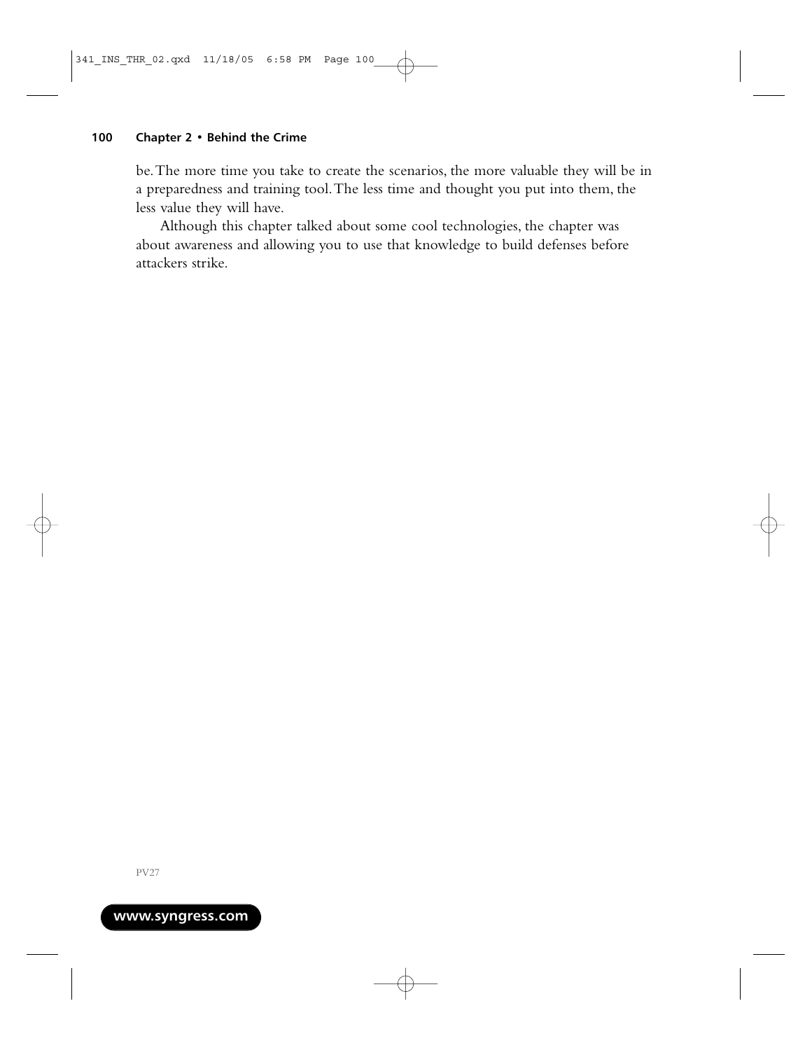be. The more time you take to create the scenarios, the more valuable they will be in a preparedness and training tool. The less time and thought you put into them, the less value they will have.

Although this chapter talked about some cool technologies, the chapter was about awareness and allowing you to use that knowledge to build defenses before attackers strike.